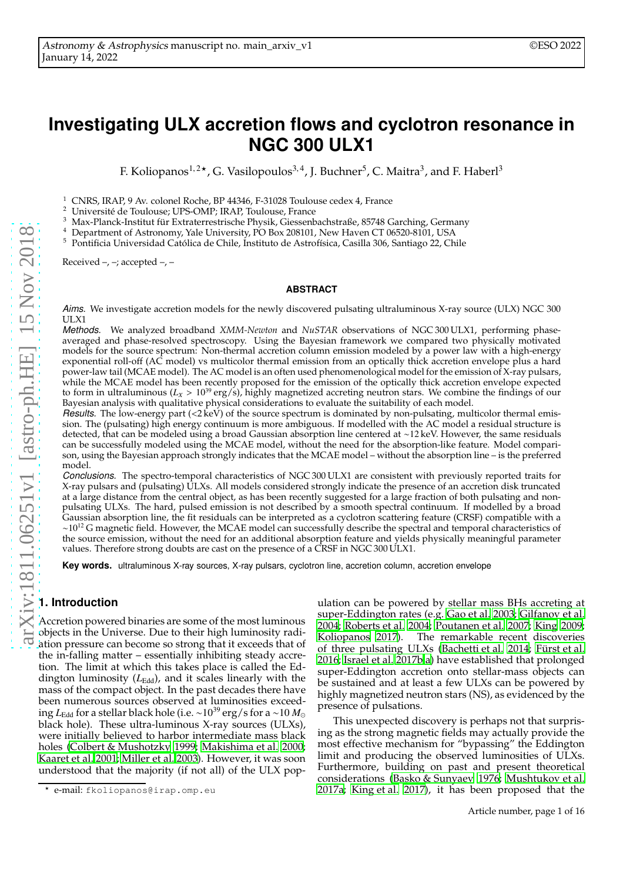# Investigating ULX accretion flows and cyclotron resonance in NGC 300 ULX1

F. Koliopanos[1,2⋆], G. Vasilopoulos[3,4], J. Buchner[5], C. Maitra[3], and F. Haberl[3]

[1] CNRS, IRAP, 9 Av. colonel Roche, BP 44346, F-31028 Toulouse cedex 4, France
[2] Université de Toulouse; UPS-OMP; IRAP, Toulouse, France
[3] Max-Planck-Institut für Extraterrestrische Physik, Giessenbachstraße, 85748 Garching, Germany
[4] Department of Astronomy, Yale University, PO Box 208101, New Haven CT 06520-8101, USA
[5] Pontificia Universidad Católica de Chile, Instituto de Astrofísica, Casilla 306, Santiago 22, Chile

Received –, –; accepted –, –

## ABSTRACT

*Aims.* We investigate accretion models for the newly discovered pulsating ultraluminous X-ray source (ULX) NGC 300 ULX1

*Methods.* We analyzed broadband *XMM-Newton* and *NuSTAR* observations of NGC 300 ULX1, performing phase-averaged and phase-resolved spectroscopy. Using the Bayesian framework we compared two physically motivated models for the source spectrum: Non-thermal accretion column emission modeled by a power law with a high-energy exponential roll-off (AC model) vs multicolor thermal emission from an optically thick accretion envelope plus a hard power-law tail (MCAE model). The AC model is an often used phenomenological model for the emission of X-ray pulsars, while the MCAE model has been recently proposed for the emission of the optically thick accretion envelope expected to form in ultraluminous ($L_X > 10^{39}$ erg/s), highly magnetized accreting neutron stars. We combine the findings of our Bayesian analysis with qualitative physical considerations to evaluate the suitability of each model.

*Results.* The low-energy part (<2 keV) of the source spectrum is dominated by non-pulsating, multicolor thermal emission. The (pulsating) high energy continuum is more ambiguous. If modelled with the AC model a residual structure is detected, that can be modeled using a broad Gaussian absorption line centered at ∼12 keV. However, the same residuals can be successfully modeled using the MCAE model, without the need for the absorption-like feature. Model comparison, using the Bayesian approach strongly indicates that the MCAE model – without the absorption line – is the preferred model.

*Conclusions.* The spectro-temporal characteristics of NGC 300 ULX1 are consistent with previously reported traits for X-ray pulsars and (pulsating) ULXs. All models considered strongly indicate the presence of an accretion disk truncated at a large distance from the central object, as has been recently suggested for a large fraction of both pulsating and non-pulsating ULXs. The hard, pulsed emission is not described by a smooth spectral continuum. If modelled by a broad Gaussian absorption line, the fit residuals can be interpreted as a cyclotron scattering feature (CRSF) compatible with a $\sim 10^{12}$ G magnetic field. However, the MCAE model can successfully describe the spectral and temporal characteristics of the source emission, without the need for an additional absorption feature and yields physically meaningful parameter values. Therefore strong doubts are cast on the presence of a CRSF in NGC 300 ULX1.

**Key words.** ultraluminous X-ray sources, X-ray pulsars, cyclotron line, accretion column, accretion envelope

## 1. Introduction

Accretion powered binaries are some of the most luminous objects in the Universe. Due to their high luminosity radiation pressure can become so strong that it exceeds that of the in-falling matter – essentially inhibiting steady accretion. The limit at which this takes place is called the Eddington luminosity ($L_{\rm Edd}$), and it scales linearly with the mass of the compact object. In the past decades there have been numerous sources observed at luminosities exceeding $L_{\rm Edd}$ for a stellar black hole (i.e. $\sim 10^{39}$ erg/s for a $\sim 10\,M_{\odot}$ black hole). These ultra-luminous X-ray sources (ULXs), were initially believed to harbor intermediate mass black holes (Colbert & Mushotzky 1999; Makishima et al. 2000; Kaaret et al. 2001; Miller et al. 2003). However, it was soon understood that the majority (if not all) of the ULX population can be powered by stellar mass BHs accreting at super-Eddington rates (e.g. Gao et al. 2003; Gilfanov et al. 2004; Roberts et al. 2004; Poutanen et al. 2007; King 2009; Koliopanos 2017). The remarkable recent discoveries of three pulsating ULXs (Bachetti et al. 2014; Fürst et al. 2016; Israel et al. 2017b,a) have established that prolonged super-Eddington accretion onto stellar-mass objects can be sustained and at least a few ULXs can be powered by highly magnetized neutron stars (NS), as evidenced by the presence of pulsations.

This unexpected discovery is perhaps not that surprising as the strong magnetic fields may actually provide the most effective mechanism for "bypassing" the Eddington limit and producing the observed luminosities of ULXs. Furthermore, building on past and present theoretical considerations (Basko & Sunyaev 1976; Mushtukov et al. 2017a; King et al. 2017), it has been proposed that the

⋆ e-mail: fkoliopanos@irap.omp.eu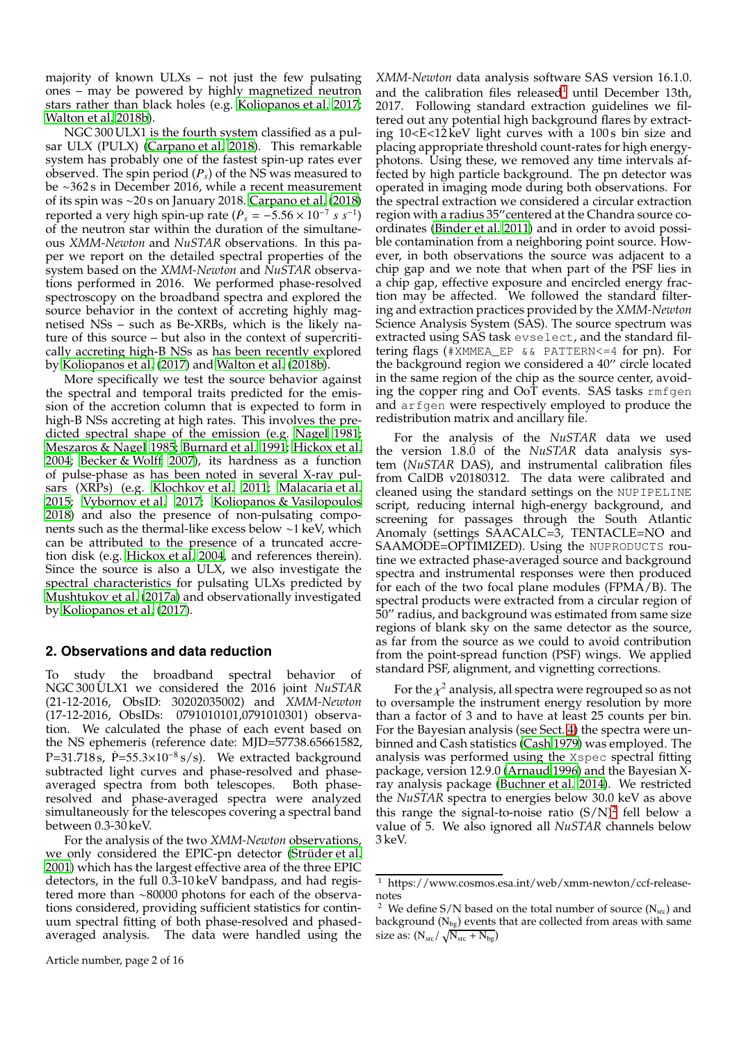majority of known ULXs – not just the few pulsating ones – may be powered by highly magnetized neutron stars rather than black holes (e.g. Koliopanos et al. 2017; Walton et al. 2018b).

NGC 300 ULX1 is the fourth system classified as a pulsar ULX (PULX) (Carpano et al. 2018). This remarkable system has probably one of the fastest spin-up rates ever observed. The spin period ($P_s$) of the NS was measured to be ∼362 s in December 2016, while a recent measurement of its spin was ∼20 s on January 2018. Carpano et al. (2018) reported a very high spin-up rate ($\dot{P}_s = -5.56 \times 10^{-7}\ s\ s^{-1}$) of the neutron star within the duration of the simultaneous *XMM-Newton* and *NuSTAR* observations. In this paper we report on the detailed spectral properties of the system based on the *XMM-Newton* and *NuSTAR* observations performed in 2016. We performed phase-resolved spectroscopy on the broadband spectra and explored the source behavior in the context of accreting highly magnetised NSs – such as Be-XRBs, which is the likely nature of this source – but also in the context of supercritically accreting high-B NSs as has been recently explored by Koliopanos et al. (2017) and Walton et al. (2018b).

More specifically we test the source behavior against the spectral and temporal traits predicted for the emission of the accretion column that is expected to form in high-B NSs accreting at high rates. This involves the predicted spectral shape of the emission (e.g. Nagel 1981; Meszaros & Nagel 1985; Burnard et al. 1991; Hickox et al. 2004; Becker & Wolff 2007), its hardness as a function of pulse-phase as has been noted in several X-ray pulsars (XRPs) (e.g. Klochkov et al. 2011; Malacaria et al. 2015; Vybornov et al. 2017; Koliopanos & Vasilopoulos 2018) and also the presence of non-pulsating components such as the thermal-like excess below ∼1 keV, which can be attributed to the presence of a truncated accretion disk (e.g. Hickox et al. 2004, and references therein). Since the source is also a ULX, we also investigate the spectral characteristics for pulsating ULXs predicted by Mushtukov et al. (2017a) and observationally investigated by Koliopanos et al. (2017).

## 2. Observations and data reduction

To study the broadband spectral behavior of NGC 300 ULX1 we considered the 2016 joint *NuSTAR* (21-12-2016, ObsID: 30202035002) and *XMM-Newton* (17-12-2016, ObsIDs: 0791010101,0791010301) observation. We calculated the phase of each event based on the NS ephemeris (reference date: MJD=57738.65661582, P=31.718 s, $\dot{P}$=55.3×10$^{-8}$ s/s). We extracted background subtracted light curves and phase-resolved and phase-averaged spectra from both telescopes. Both phase-resolved and phase-averaged spectra were analyzed simultaneously for the telescopes covering a spectral band between 0.3-30 keV.

For the analysis of the two *XMM-Newton* observations, we only considered the EPIC-pn detector (Strüder et al. 2001) which has the largest effective area of the three EPIC detectors, in the full 0.3-10 keV bandpass, and had registered more than ∼80000 photons for each of the observations considered, providing sufficient statistics for continuum spectral fitting of both phase-resolved and phased-averaged analysis. The data were handled using the *XMM-Newton* data analysis software SAS version 16.1.0. and the calibration files released[1] until December 13th, 2017. Following standard extraction guidelines we filtered out any potential high background flares by extracting 10<E<12 keV light curves with a 100 s bin size and placing appropriate threshold count-rates for high energy-photons. Using these, we removed any time intervals affected by high particle background. The pn detector was operated in imaging mode during both observations. For the spectral extraction we considered a circular extraction region with a radius 35″ centered at the Chandra source coordinates (Binder et al. 2011) and in order to avoid possible contamination from a neighboring point source. However, in both observations the source was adjacent to a chip gap and we note that when part of the PSF lies in a chip gap, effective exposure and encircled energy fraction may be affected. We followed the standard filtering and extraction practices provided by the *XMM-Newton* Science Analysis System (SAS). The source spectrum was extracted using SAS task `evselect`, and the standard filtering flags (`#XMMEA_EP && PATTERN<=4` for pn). For the background region we considered a 40″ circle located in the same region of the chip as the source center, avoiding the copper ring and OoT events. SAS tasks `rmfgen` and `arfgen` were respectively employed to produce the redistribution matrix and ancillary file.

For the analysis of the *NuSTAR* data we used the version 1.8.0 of the *NuSTAR* data analysis system (*NuSTAR* DAS), and instrumental calibration files from CalDB v20180312. The data were calibrated and cleaned using the standard settings on the `NUPIPELINE` script, reducing internal high-energy background, and screening for passages through the South Atlantic Anomaly (settings SAACALC=3, TENTACLE=NO and SAAMODE=OPTIMIZED). Using the `NUPRODUCTS` routine we extracted phase-averaged source and background spectra and instrumental responses were then produced for each of the two focal plane modules (FPMA/B). The spectral products were extracted from a circular region of 50″ radius, and background was estimated from same size regions of blank sky on the same detector as the source, as far from the source as we could to avoid contribution from the point-spread function (PSF) wings. We applied standard PSF, alignment, and vignetting corrections.

For the $\chi^2$ analysis, all spectra were regrouped so as not to oversample the instrument energy resolution by more than a factor of 3 and to have at least 25 counts per bin. For the Bayesian analysis (see Sect. 4) the spectra were unbinned and Cash statistics (Cash 1979) was employed. The analysis was performed using the Xspec spectral fitting package, version 12.9.0 (Arnaud 1996) and the Bayesian X-ray analysis package (Buchner et al. 2014). We restricted the *NuSTAR* spectra to energies below 30.0 keV as above this range the signal-to-noise ratio (S/N)[2] fell below a value of 5. We also ignored all *NuSTAR* channels below 3 keV.

[1] https://www.cosmos.esa.int/web/xmm-newton/ccf-release-notes

[2] We define S/N based on the total number of source ($N_{src}$) and background ($N_{bg}$) events that are collected from areas with same size as: ($N_{src}/\sqrt{N_{src} + N_{bg}}$)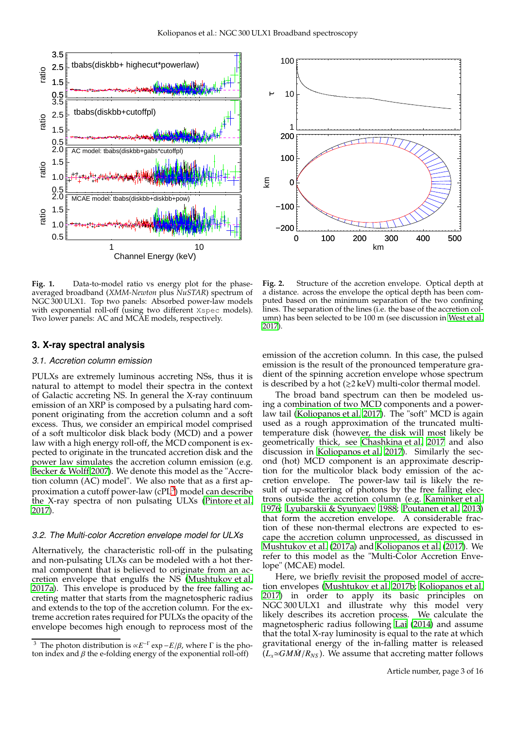Fig. 1. Data-to-model ratio vs energy plot for the phase-averaged broadband (*XMM-Newton* plus *NuSTAR*) spectrum of NGC 300 ULX1. Top two panels: Absorbed power-law models with exponential roll-off (using two different `Xspec` models). Two lower panels: AC and MCAE models, respectively.

Fig. 2. Structure of the accretion envelope. Optical depth at a distance. across the envelope the optical depth has been computed based on the minimum separation of the two confining lines. The separation of the lines (i.e. the base of the accretion column) has been selected to be 100 m (see discussion in West et al. 2017).

## 3. X-ray spectral analysis

### 3.1. Accretion column emission

PULXs are extremely luminous accreting NSs, thus it is natural to attempt to model their spectra in the context of Galactic accreting NS. In general the X-ray continuum emission of an XRP is composed by a pulsating hard component originating from the accretion column and a soft excess. Thus, we consider an empirical model comprised of a soft multicolor disk black body (MCD) and a power law with a high energy roll-off, the MCD component is expected to originate in the truncated accretion disk and the power law simulates the accretion column emission (e.g. Becker & Wolff 2007). We denote this model as the "Accretion column (AC) model". We also note that as a first approximation a cutoff power-law (cPL[3]) model can describe the X-ray spectra of non pulsating ULXs (Pintore et al. 2017).

### 3.2. The Multi-color Accretion envelope model for ULXs

Alternatively, the characteristic roll-off in the pulsating and non-pulsating ULXs can be modeled with a hot thermal component that is believed to originate from an accretion envelope that engulfs the NS (Mushtukov et al. 2017a). This envelope is produced by the free falling accreting matter that starts from the magnetospheric radius and extends to the top of the accretion column. For the extreme accretion rates required for PULXs the opacity of the envelope becomes high enough to reprocess most of the emission of the accretion column. In this case, the pulsed emission is the result of the pronounced temperature gradient of the spinning accretion envelope whose spectrum is described by a hot ($\gtrsim$2 keV) multi-color thermal model.

The broad band spectrum can then be modeled using a combination of two MCD components and a power-law tail (Koliopanos et al. 2017). The "soft" MCD is again used as a rough approximation of the truncated multi-temperature disk (however, the disk will most likely be geometrically thick, see Chashkina et al. 2017 and also discussion in Koliopanos et al. 2017). Similarly the second (hot) MCD component is an approximate description for the multicolor black body emission of the accretion envelope. The power-law tail is likely the result of up-scattering of photons by the free falling electrons outside the accretion column (e.g. Kaminker et al. 1976; Lyubarskii & Syunyaev 1988; Poutanen et al. 2013) that form the accretion envelope. A considerable fraction of these non-thermal electrons are expected to escape the accretion column unprocessed, as discussed in Mushtukov et al. (2017a) and Koliopanos et al. (2017). We refer to this model as the "Multi-Color Accretion Envelope" (MCAE) model.

Here, we briefly revisit the proposed model of accretion envelopes (Mushtukov et al. 2017b; Koliopanos et al. 2017) in order to apply its basic principles on NGC 300 ULX1 and illustrate why this model very likely describes its accretion process. We calculate the magnetospheric radius following Lai (2014) and assume that the total X-ray luminosity is equal to the rate at which gravitational energy of the in-falling matter is released ($L_x \simeq GM\dot{M}/R_{NS}$). We assume that accreting matter follows

[3] The photon distribution is $\propto E^{-\Gamma} \exp -E/\beta$, where $\Gamma$ is the photon index and $\beta$ the e-folding energy of the exponential roll-off)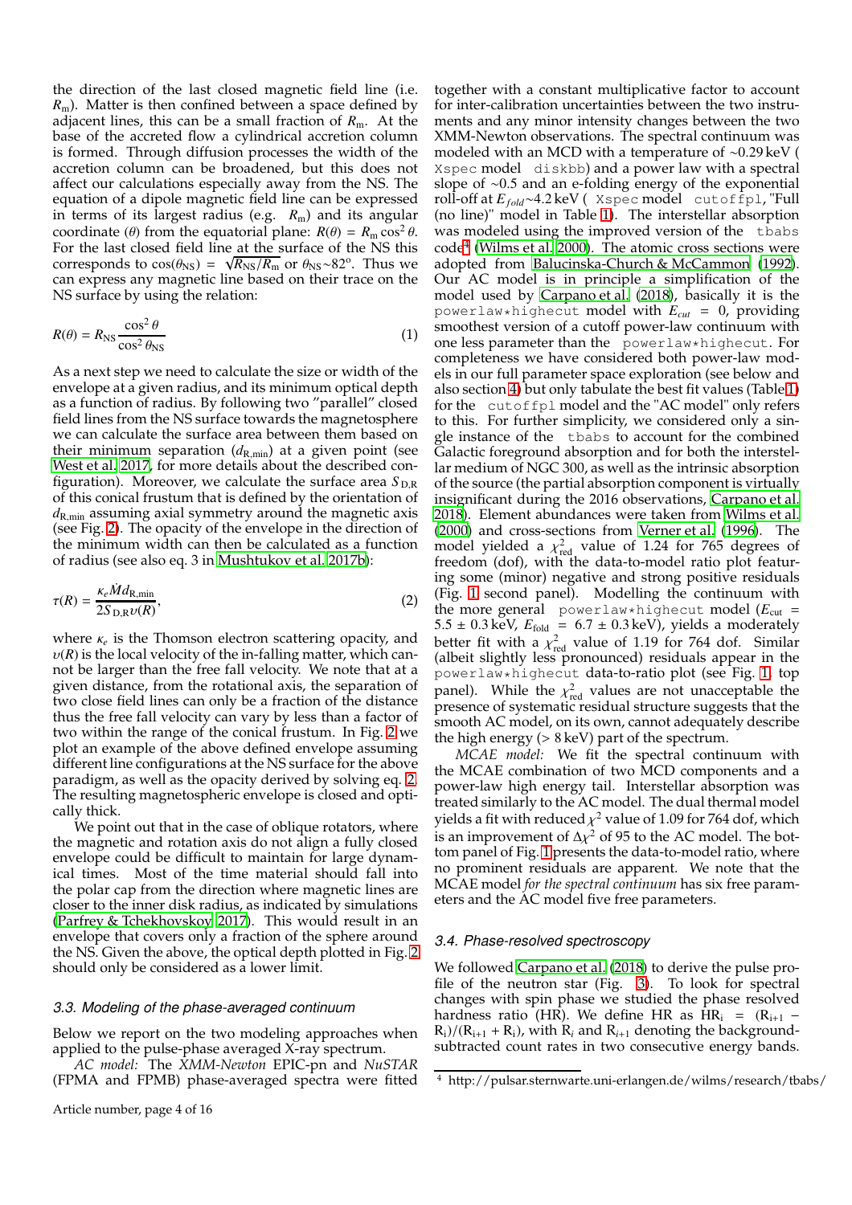the direction of the last closed magnetic field line (i.e. $R_m$). Matter is then confined between a space defined by adjacent lines, this can be a small fraction of $R_m$. At the base of the accreted flow a cylindrical accretion column is formed. Through diffusion processes the width of the accretion column can be broadened, but this does not affect our calculations especially away from the NS. The equation of a dipole magnetic field line can be expressed in terms of its largest radius (e.g. $R_m$) and its angular coordinate ($\theta$) from the equatorial plane: $R(\theta) = R_m \cos^2\theta$. For the last closed field line at the surface of the NS this corresponds to $\cos(\theta_{NS}) = \sqrt{R_{NS}/R_m}$ or $\theta_{NS}\sim 82^o$. Thus we can express any magnetic line based on their trace on the NS surface by using the relation:

$$R(\theta) = R_{NS}\frac{\cos^2\theta}{\cos^2\theta_{NS}} \tag{1}$$

As a next step we need to calculate the size or width of the envelope at a given radius, and its minimum optical depth as a function of radius. By following two "parallel" closed field lines from the NS surface towards the magnetosphere we can calculate the surface area between them based on their minimum separation ($d_{R,min}$) at a given point (see West et al. 2017, for more details about the described configuration). Moreover, we calculate the surface area $S_{D,R}$ of this conical frustum that is defined by the orientation of $d_{R,min}$ assuming axial symmetry around the magnetic axis (see Fig. 2). The opacity of the envelope in the direction of the minimum width can then be calculated as a function of radius (see also eq. 3 in Mushtukov et al. 2017b):

$$\tau(R) = \frac{\kappa_e \dot{M} d_{R,min}}{2S_{D,R}\upsilon(R)}, \tag{2}$$

where $\kappa_e$ is the Thomson electron scattering opacity, and $\upsilon(R)$ is the local velocity of the in-falling matter, which cannot be larger than the free fall velocity. We note that at a given distance, from the rotational axis, the separation of two close field lines can only be a fraction of the distance thus the free fall velocity can vary by less than a factor of two within the range of the conical frustum. In Fig. 2 we plot an example of the above defined envelope assuming different line configurations at the NS surface for the above paradigm, as well as the opacity derived by solving eq. 2. The resulting magnetospheric envelope is closed and optically thick.

We point out that in the case of oblique rotators, where the magnetic and rotation axis do not align a fully closed envelope could be difficult to maintain for large dynamical times. Most of the time material should fall into the polar cap from the direction where magnetic lines are closer to the inner disk radius, as indicated by simulations (Parfrey & Tchekhovskoy 2017). This would result in an envelope that covers only a fraction of the sphere around the NS. Given the above, the optical depth plotted in Fig. 2 should only be considered as a lower limit.

### 3.3. Modeling of the phase-averaged continuum

Below we report on the two modeling approaches when applied to the pulse-phase averaged X-ray spectrum.

*AC model:* The *XMM-Newton* EPIC-pn and *NuSTAR* (FPMA and FPMB) phase-averaged spectra were fitted together with a constant multiplicative factor to account for inter-calibration uncertainties between the two instruments and any minor intensity changes between the two XMM-Newton observations. The spectral continuum was modeled with an MCD with a temperature of ~0.29 keV ( `Xspec` model `diskbb`) and a power law with a spectral slope of ~0.5 and an e-folding energy of the exponential roll-off at $E_{fold}$~4.2 keV ( `Xspec` model `cutoffpl`, "Full (no line)" model in Table 1). The interstellar absorption was modeled using the improved version of the `tbabs` code[4] (Wilms et al. 2000). The atomic cross sections were adopted from Balucinska-Church & McCammon (1992). Our AC model is in principle a simplification of the model used by Carpano et al. (2018), basically it is the `powerlaw*highecut` model with $E_{cut}$ = 0, providing smoothest version of a cutoff power-law continuum with one less parameter than the `powerlaw*highecut`. For completeness we have considered both power-law models in our full parameter space exploration (see below and also section 4) but only tabulate the best fit values (Table 1) for the `cutoffpl` model and the "AC model" only refers to this. For further simplicity, we considered only a single instance of the `tbabs` to account for the combined Galactic foreground absorption and for both the interstellar medium of NGC 300, as well as the intrinsic absorption of the source (the partial absorption component is virtually insignificant during the 2016 observations, Carpano et al. 2018). Element abundances were taken from Wilms et al. (2000) and cross-sections from Verner et al. (1996). The model yielded a $\chi^2_{red}$ value of 1.24 for 765 degrees of freedom (dof), with the data-to-model ratio plot featuring some (minor) negative and strong positive residuals (Fig. 1 second panel). Modelling the continuum with the more general `powerlaw*highecut` model ($E_{cut}$ = 5.5 ± 0.3 keV, $E_{fold}$ = 6.7 ± 0.3 keV), yields a moderately better fit with a $\chi^2_{red}$ value of 1.19 for 764 dof. Similar (albeit slightly less pronounced) residuals appear in the `powerlaw*highecut` data-to-ratio plot (see Fig. 1, top panel). While the $\chi^2_{red}$ values are not unacceptable the presence of systematic residual structure suggests that the smooth AC model, on its own, cannot adequately describe the high energy (> 8 keV) part of the spectrum.

*MCAE model:* We fit the spectral continuum with the MCAE combination of two MCD components and a power-law high energy tail. Interstellar absorption was treated similarly to the AC model. The dual thermal model yields a fit with reduced $\chi^2$ value of 1.09 for 764 dof, which is an improvement of $\Delta\chi^2$ of 95 to the AC model. The bottom panel of Fig. 1 presents the data-to-model ratio, where no prominent residuals are apparent. We note that the MCAE model *for the spectral continuum* has six free parameters and the AC model five free parameters.

### 3.4. Phase-resolved spectroscopy

We followed Carpano et al. (2018) to derive the pulse profile of the neutron star (Fig. 3). To look for spectral changes with spin phase we studied the phase resolved hardness ratio (HR). We define HR as $HR_i = (R_{i+1} - R_i)/(R_{i+1} + R_i)$, with $R_i$ and $R_{i+1}$ denoting the background-subtracted count rates in two consecutive energy bands.

[4] http://pulsar.sternwarte.uni-erlangen.de/wilms/research/tbabs/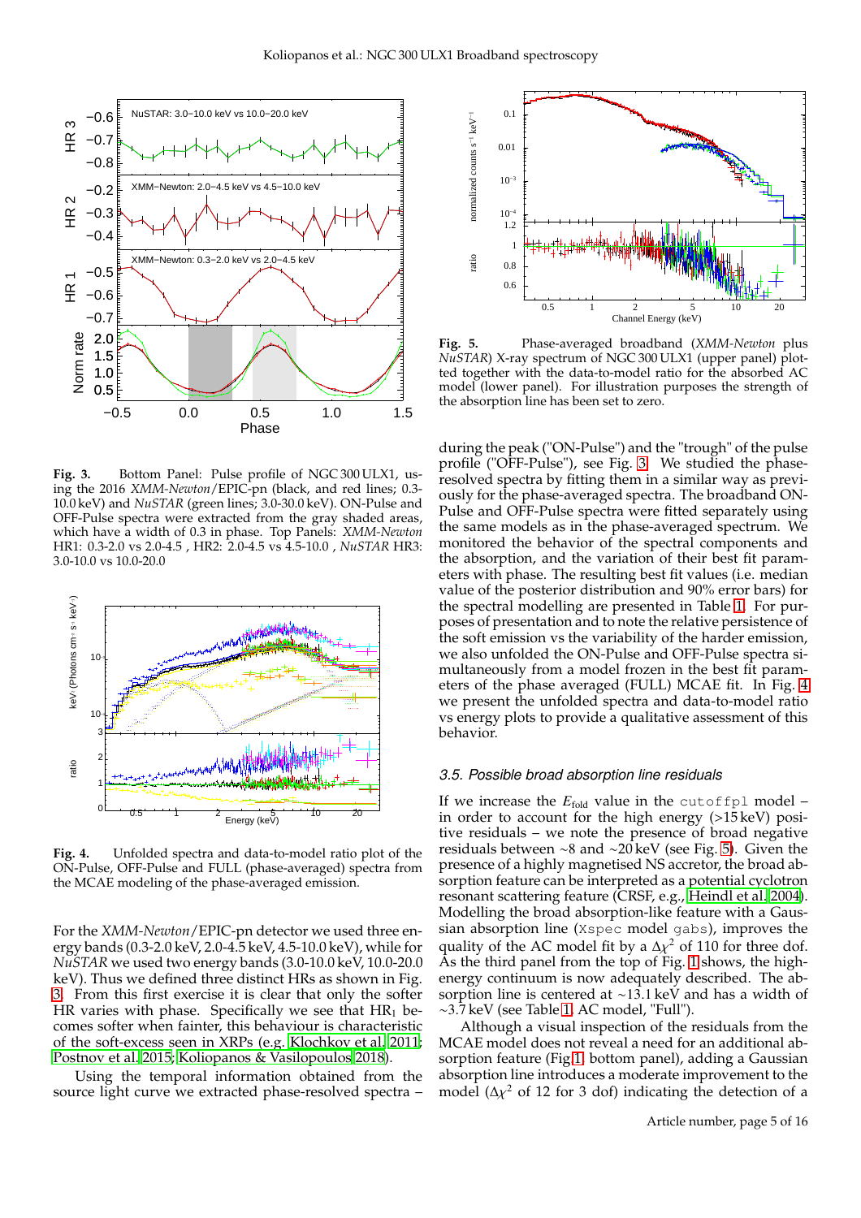**Fig. 3.** Bottom Panel: Pulse profile of NGC 300 ULX1, using the 2016 *XMM-Newton*/EPIC-pn (black, and red lines; 0.3-10.0 keV) and *NuSTAR* (green lines; 3.0-30.0 keV). ON-Pulse and OFF-Pulse spectra were extracted from the gray shaded areas, which have a width of 0.3 in phase. Top Panels: *XMM-Newton* HR1: 0.3-2.0 vs 2.0-4.5 , HR2: 2.0-4.5 vs 4.5-10.0 , *NuSTAR* HR3: 3.0-10.0 vs 10.0-20.0

**Fig. 4.** Unfolded spectra and data-to-model ratio plot of the ON-Pulse, OFF-Pulse and FULL (phase-averaged) spectra from the MCAE modeling of the phase-averaged emission.

For the *XMM-Newton*/EPIC-pn detector we used three energy bands (0.3-2.0 keV, 2.0-4.5 keV, 4.5-10.0 keV), while for *NuSTAR* we used two energy bands (3.0-10.0 keV, 10.0-20.0 keV). Thus we defined three distinct HRs as shown in Fig. 3. From this first exercise it is clear that only the softer HR varies with phase. Specifically we see that $HR_1$ becomes softer when fainter, this behaviour is characteristic of the soft-excess seen in XRPs (e.g. Klochkov et al. 2011; Postnov et al. 2015; Koliopanos & Vasilopoulos 2018).

Using the temporal information obtained from the source light curve we extracted phase-resolved spectra – during the peak ("ON-Pulse") and the "trough" of the pulse profile ("OFF-Pulse"), see Fig. 3. We studied the phase-resolved spectra by fitting them in a similar way as previously for the phase-averaged spectra. The broadband ON-Pulse and OFF-Pulse spectra were fitted separately using the same models as in the phase-averaged spectrum. We monitored the behavior of the spectral components and the absorption, and the variation of their best fit parameters with phase. The resulting best fit values (i.e. median value of the posterior distribution and 90% error bars) for the spectral modelling are presented in Table 1. For purposes of presentation and to note the relative persistence of the soft emission vs the variability of the harder emission, we also unfolded the ON-Pulse and OFF-Pulse spectra simultaneously from a model frozen in the best fit parameters of the phase averaged (FULL) MCAE fit. In Fig. 4 we present the unfolded spectra and data-to-model ratio vs energy plots to provide a qualitative assessment of this behavior.

**Fig. 5.** Phase-averaged broadband (*XMM-Newton* plus *NuSTAR*) X-ray spectrum of NGC 300 ULX1 (upper panel) plotted together with the data-to-model ratio for the absorbed AC model (lower panel). For illustration purposes the strength of the absorption line has been set to zero.

### 3.5. Possible broad absorption line residuals

If we increase the $E_{\rm fold}$ value in the `cutoffpl` model – in order to account for the high energy (>15 keV) positive residuals – we note the presence of broad negative residuals between ∼8 and ∼20 keV (see Fig. 5). Given the presence of a highly magnetised NS accretor, the broad absorption feature can be interpreted as a potential cyclotron resonant scattering feature (CRSF, e.g., Heindl et al. 2004). Modelling the broad absorption-like feature with a Gaussian absorption line (`Xspec` model `gabs`), improves the quality of the AC model fit by a $\Delta\chi^2$ of 110 for three dof. As the third panel from the top of Fig. 1 shows, the high-energy continuum is now adequately described. The absorption line is centered at ∼13.1 keV and has a width of ∼3.7 keV (see Table 1, AC model, "Full").

Although a visual inspection of the residuals from the MCAE model does not reveal a need for an additional absorption feature (Fig 1, bottom panel), adding a Gaussian absorption line introduces a moderate improvement to the model ($\Delta\chi^2$ of 12 for 3 dof) indicating the detection of a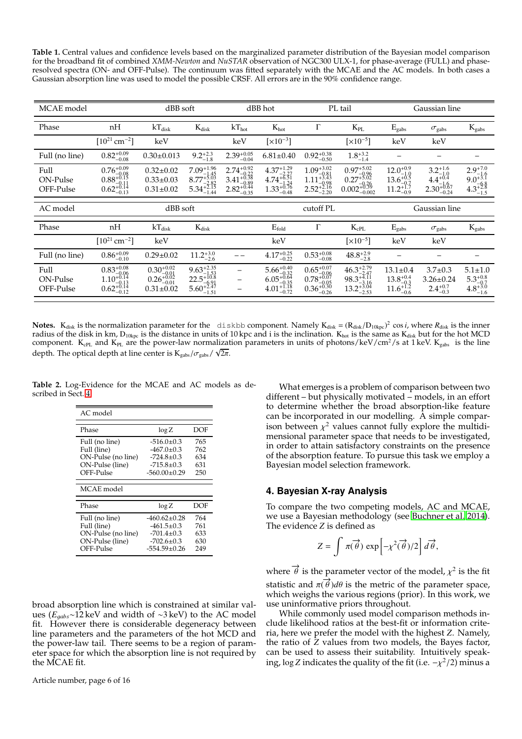**Table 1.** Central values and confidence levels based on the marginalized parameter distribution of the Bayesian model comparison for the broadband fit of combined *XMM-Newton* and *NuSTAR* observation of NGC300 ULX-1, for phase-average (FULL) and phase-resolved spectra (ON- and OFF-Pulse). The continuum was fitted separately with the MCAE and the AC models. In both cases a Gaussian absorption line was used to model the possible CRSF. All errors are in the 90% confidence range.

| MCAE model | | dBB soft | | dBB hot | | PL tail | | Gaussian line | | |
|---|---|---|---|---|---|---|---|---|---|---|
| Phase | nH | $kT_{disk}$ | $K_{disk}$ | $kT_{hot}$ | $K_{hot}$ | $\Gamma$ | $K_{PL}$ | $E_{gabs}$ | $\sigma_{gabs}$ | $K_{gabs}$ |
| | $[10^{21}\,cm^{-2}]$ | keV | | keV | $[\times10^{-3}]$ | | $[\times10^{-5}]$ | keV | keV | |
| Full (no line) | $0.82^{+0.09}_{-0.08}$ | $0.30{\pm}0.013$ | $9.2^{+2.3}_{-1.8}$ | $2.39^{+0.05}_{-0.04}$ | $6.81{\pm}0.40$ | $0.92^{+0.38}_{-0.50}$ | $1.8^{+3.2}_{-1.4}$ | – | – | – |
| Full | $0.76^{+0.09}_{-0.08}$ | $0.32{\pm}0.02$ | $7.09^{+1.96}_{-1.45}$ | $2.74^{+0.92}_{-0.22}$ | $4.37^{+1.29}_{-2.27}$ | $1.09^{+3.02}_{-0.81}$ | $0.97^{+5.02}_{-0.96}$ | $12.0^{+0.9}_{-1.0}$ | $3.2^{+1.6}_{-1.0}$ | $2.9^{+7.0}_{-1.6}$ |
| ON-Pulse | $0.88^{+0.15}_{-0.11}$ | $0.33{\pm}0.03$ | $8.77^{+5.03}_{-2.82}$ | $3.41^{+0.38}_{-0.89}$ | $4.74^{+6.51}_{-1.24}$ | $1.11^{+3.43}_{-0.98}$ | $0.27^{+5.02}_{-0.26}$ | $13.6^{+0.5}_{-0.7}$ | $4.4^{+0.4}_{-1.6}$ | $9.0^{+3.1}_{-6.8}$ |
| OFF-Pulse | $0.62^{+0.14}_{-0.13}$ | $0.31{\pm}0.02$ | $5.34^{+2.15}_{-1.44}$ | $2.82^{+0.44}_{-0.35}$ | $1.33^{+0.76}_{-0.48}$ | $2.52^{+2.16}_{-2.20}$ | $0.002^{+0.39}_{-0.002}$ | $11.2^{+1.7}_{-0.9}$ | $2.30^{+0.67}_{-0.24}$ | $4.3^{+2.8}_{-1.5}$ |
| **AC model** | | dBB soft | | | | cutoff PL | | Gaussian line | | |
| Phase | nH | $kT_{disk}$ | $K_{disk}$ | | $E_{fold}$ | $\Gamma$ | $K_{cPL}$ | $E_{gabs}$ | $\sigma_{gabs}$ | $K_{gabs}$ |
| | $[10^{21}\,cm^{-2}]$ | keV | | | keV | | $[\times10^{-5}]$ | keV | keV | |
| Full (no line) | $0.86^{+0.09}_{-0.10}$ | $0.29{\pm}0.02$ | $11.2^{+3.0}_{-2.6}$ | – – | $4.17^{+0.25}_{-0.22}$ | $0.53^{+0.08}_{-0.08}$ | $48.8^{+2.9}_{-2.8}$ | – | – | – |
| Full | $0.83^{+0.08}_{-0.06}$ | $0.30^{+0.02}_{-0.01}$ | $9.63^{+2.35}_{-1.53}$ | – | $5.66^{+0.40}_{-0.32}$ | $0.65^{+0.07}_{-0.06}$ | $46.3^{+2.79}_{-2.47}$ | $13.1{\pm}0.4$ | $3.7{\pm}0.3$ | $5.1{\pm}1.0$ |
| ON-Pulse | $1.10^{+0.14}_{-0.13}$ | $0.26^{+0.02}_{-0.01}$ | $22.5^{+10.8}_{-6.91}$ | – | $6.05^{+0.64}_{-0.35}$ | $0.78^{+0.07}_{-0.05}$ | $98.3^{+4.11}_{-3.16}$ | $13.8^{+0.4}_{-0.3}$ | $3.26{\pm}0.24$ | $5.3^{+0.8}_{-0.7}$ |
| OFF-Pulse | $0.62^{+0.14}_{-0.12}$ | $0.31{\pm}0.02$ | $5.60^{+2.47}_{-1.51}$ | – | $4.01^{+1.18}_{-0.72}$ | $0.36^{+0.30}_{-0.26}$ | $13.2^{+3.04}_{-2.53}$ | $11.6^{+1.2}_{-0.6}$ | $2.4^{+0.7}_{-0.3}$ | $4.8^{+3.0}_{-1.6}$ |

**Notes.** $K_{disk}$ is the normalization parameter for the `diskbb` component. Namely $K_{disk} = (R_{disk}/D_{10kpc})^2 \cos i$, where $R_{disk}$ is the inner radius of the disk in km, $D_{10kpc}$ is the distance in units of 10 kpc and i is the inclination. $K_{hot}$ is the same as $K_{disk}$ but for the hot MCD component. $K_{cPL}$ and $K_{PL}$ are the power-law normalization parameters in units of photons/keV/cm$^2$/s at 1 keV. $K_{gabs}$ is the line depth. The optical depth at line center is $K_{gabs}/\sigma_{gabs}/\sqrt{2\pi}$.

**Table 2.** Log-Evidence for the MCAE and AC models as described in Sect. 4

| AC model | | |
|---|---|---|
| Phase | log Z | DOF |
| Full (no line) | -516.0±0.3 | 765 |
| Full (line) | -467.0±0.3 | 762 |
| ON-Pulse (no line) | -724.8±0.3 | 634 |
| ON-Pulse (line) | -715.8±0.3 | 631 |
| OFF-Pulse | -560.00±0.29 | 250 |
| **MCAE model** | | |
| Phase | log Z | DOF |
| Full (no line) | -460.62±0.28 | 764 |
| Full (line) | -461.5±0.3 | 761 |
| ON-Pulse (no line) | -701.4±0.3 | 633 |
| ON-Pulse (line) | -702.6±0.3 | 630 |
| OFF-Pulse | -554.59±0.26 | 249 |

broad absorption line which is constrained at similar values ($E_{gabs}$~12 keV and width of ~3 keV) to the AC model fit. However there is considerable degeneracy between line parameters and the parameters of the hot MCD and the power-law tail. There seems to be a region of parameter space for which the absorption line is not required by the MCAE fit.

What emerges is a problem of comparison between two different – but physically motivated – models, in an effort to determine whether the broad absorption-like feature can be incorporated in our modelling. A simple comparison between $\chi^2$ values cannot fully explore the multidimensional parameter space that needs to be investigated, in order to attain satisfactory constraints on the presence of the absorption feature. To pursue this task we employ a Bayesian model selection framework.

## 4. Bayesian X-ray Analysis

To compare the two competing models, AC and MCAE, we use a Bayesian methodology (see Buchner et al. 2014). The evidence $Z$ is defined as

$$Z = \int \pi(\vec{\theta}) \exp\left[-\chi^2(\vec{\theta})/2\right] d\vec{\theta},$$

where $\vec{\theta}$ is the parameter vector of the model, $\chi^2$ is the fit statistic and $\pi(\vec{\theta})d\theta$ is the metric of the parameter space, which weighs the various regions (prior). In this work, we use uninformative priors throughout.

While commonly used model comparison methods include likelihood ratios at the best-fit or information criteria, here we prefer the model with the highest $Z$. Namely, the ratio of $Z$ values from two models, the Bayes factor, can be used to assess their suitability. Intuitively speaking, $\log Z$ indicates the quality of the fit (i.e. $-\chi^2/2$) minus a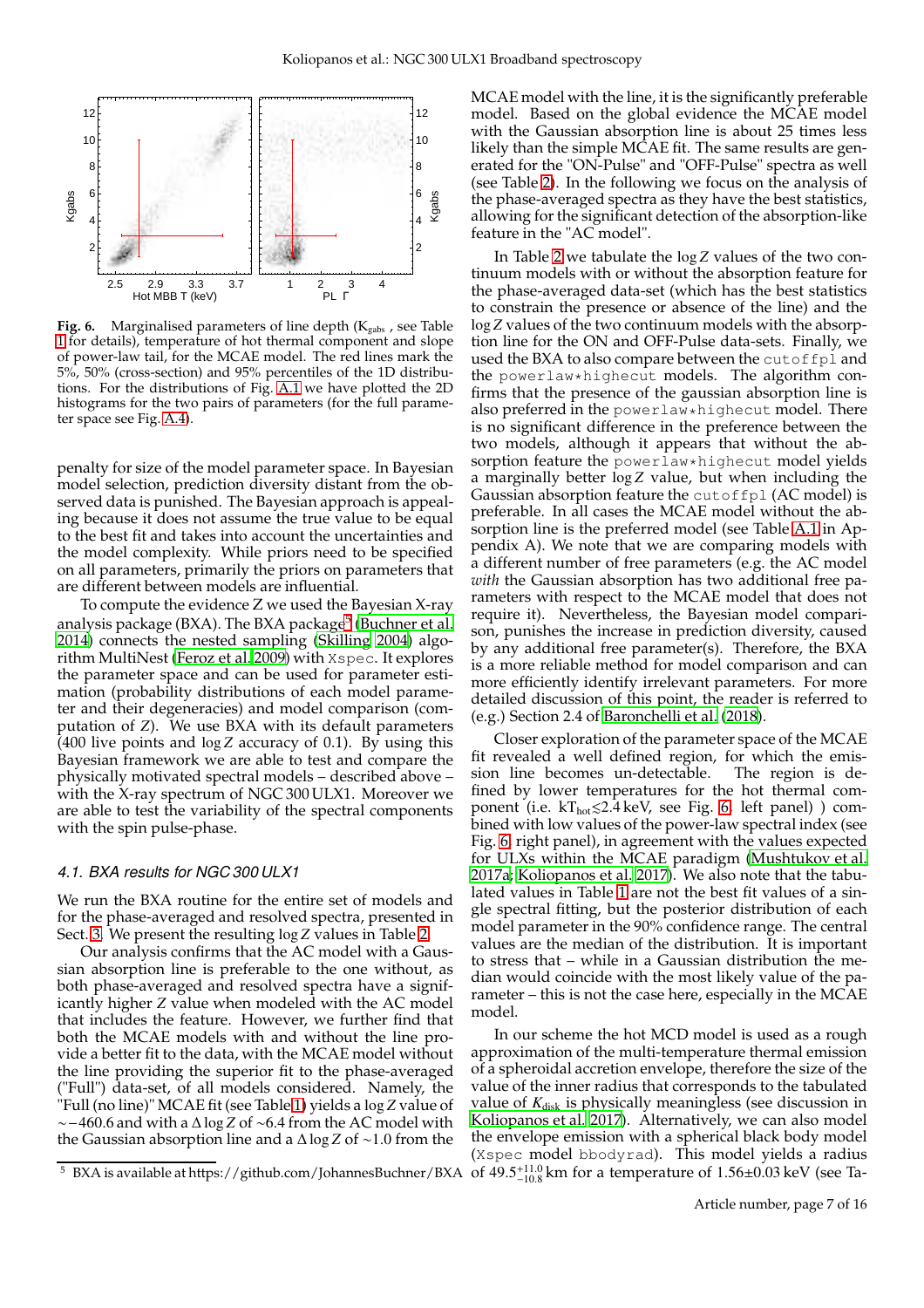**Fig. 6.** Marginalised parameters of line depth ($K_{gabs}$, see Table 1 for details), temperature of hot thermal component and slope of power-law tail, for the MCAE model. The red lines mark the 5%, 50% (cross-section) and 95% percentiles of the 1D distributions. For the distributions of Fig. A.1 we have plotted the 2D histograms for the two pairs of parameters (for the full parameter space see Fig. A.4).

penalty for size of the model parameter space. In Bayesian model selection, prediction diversity distant from the observed data is punished. The Bayesian approach is appealing because it does not assume the true value to be equal to the best fit and takes into account the uncertainties and the model complexity. While priors need to be specified on all parameters, primarily the priors on parameters that are different between models are influential.

To compute the evidence Z we used the Bayesian X-ray analysis package (BXA). The BXA package[5] (Buchner et al. 2014) connects the nested sampling (Skilling 2004) algorithm MultiNest (Feroz et al. 2009) with `Xspec`. It explores the parameter space and can be used for parameter estimation (probability distributions of each model parameter and their degeneracies) and model comparison (computation of $Z$). We use BXA with its default parameters (400 live points and $\log Z$ accuracy of 0.1). By using this Bayesian framework we are able to test and compare the physically motivated spectral models – described above – with the X-ray spectrum of NGC 300 ULX1. Moreover we are able to test the variability of the spectral components with the spin pulse-phase.

### 4.1. BXA results for NGC 300 ULX1

We run the BXA routine for the entire set of models and for the phase-averaged and resolved spectra, presented in Sect. 3. We present the resulting $\log Z$ values in Table 2.

Our analysis confirms that the AC model with a Gaussian absorption line is preferable to the one without, as both phase-averaged and resolved spectra have a significantly higher $Z$ value when modeled with the AC model that includes the feature. However, we further find that both the MCAE models with and without the line provide a better fit to the data, with the MCAE model without the line providing the superior fit to the phase-averaged ("Full") data-set, of all models considered. Namely, the "Full (no line)" MCAE fit (see Table 1) yields a $\log Z$ value of $\sim\!-460.6$ and with a $\Delta \log Z$ of $\sim\!6.4$ from the AC model with the Gaussian absorption line and a $\Delta \log Z$ of $\sim\!1.0$ from the MCAE model with the line, it is the significantly preferable model. Based on the global evidence the MCAE model with the Gaussian absorption line is about 25 times less likely than the simple MCAE fit. The same results are generated for the "ON-Pulse" and "OFF-Pulse" spectra as well (see Table 2). In the following we focus on the analysis of the phase-averaged spectra as they have the best statistics, allowing for the significant detection of the absorption-like feature in the "AC model".

In Table 2 we tabulate the $\log Z$ values of the two continuum models with or without the absorption feature for the phase-averaged data-set (which has the best statistics to constrain the presence or absence of the line) and the $\log Z$ values of the two continuum models with the absorption line for the ON and OFF-Pulse data-sets. Finally, we used the BXA to also compare between the `cutoffpl` and the `powerlaw*highecut` models. The algorithm confirms that the presence of the gaussian absorption line is also preferred in the `powerlaw*highecut` model. There is no significant difference in the preference between the two models, although it appears that without the absorption feature the `powerlaw*highecut` model yields a marginally better $\log Z$ value, but when including the Gaussian absorption feature the `cutoffpl` (AC model) is preferable. In all cases the MCAE model without the absorption line is the preferred model (see Table A.1 in Appendix A). We note that we are comparing models with a different number of free parameters (e.g. the AC model *with* the Gaussian absorption has two additional free parameters with respect to the MCAE model that does not require it). Nevertheless, the Bayesian model comparison, punishes the increase in prediction diversity, caused by any additional free parameter(s). Therefore, the BXA is a more reliable method for model comparison and can more efficiently identify irrelevant parameters. For more detailed discussion of this point, the reader is referred to (e.g.) Section 2.4 of Baronchelli et al. (2018).

Closer exploration of the parameter space of the MCAE fit revealed a well defined region, for which the emission line becomes un-detectable. The region is defined by lower temperatures for the hot thermal component (i.e. $kT_{hot} \lesssim 2.4$ keV, see Fig. 6, left panel) ) combined with low values of the power-law spectral index (see Fig. 6, right panel), in agreement with the values expected for ULXs within the MCAE paradigm (Mushtukov et al. 2017a; Koliopanos et al. 2017). We also note that the tabulated values in Table 1 are not the best fit values of a single spectral fitting, but the posterior distribution of each model parameter in the 90% confidence range. The central values are the median of the distribution. It is important to stress that – while in a Gaussian distribution the median would coincide with the most likely value of the parameter – this is not the case here, especially in the MCAE model.

In our scheme the hot MCD model is used as a rough approximation of the multi-temperature thermal emission of a spheroidal accretion envelope, therefore the size of the value of the inner radius that corresponds to the tabulated value of $K_{disk}$ is physically meaningless (see discussion in Koliopanos et al. 2017). Alternatively, we can also model the envelope emission with a spherical black body model (`Xspec` model `bbodyrad`). This model yields a radius of $49.5^{+11.0}_{-10.8}$ km for a temperature of $1.56{\pm}0.03$ keV (see Ta-

[5] BXA is available at https://github.com/JohannesBuchner/BXA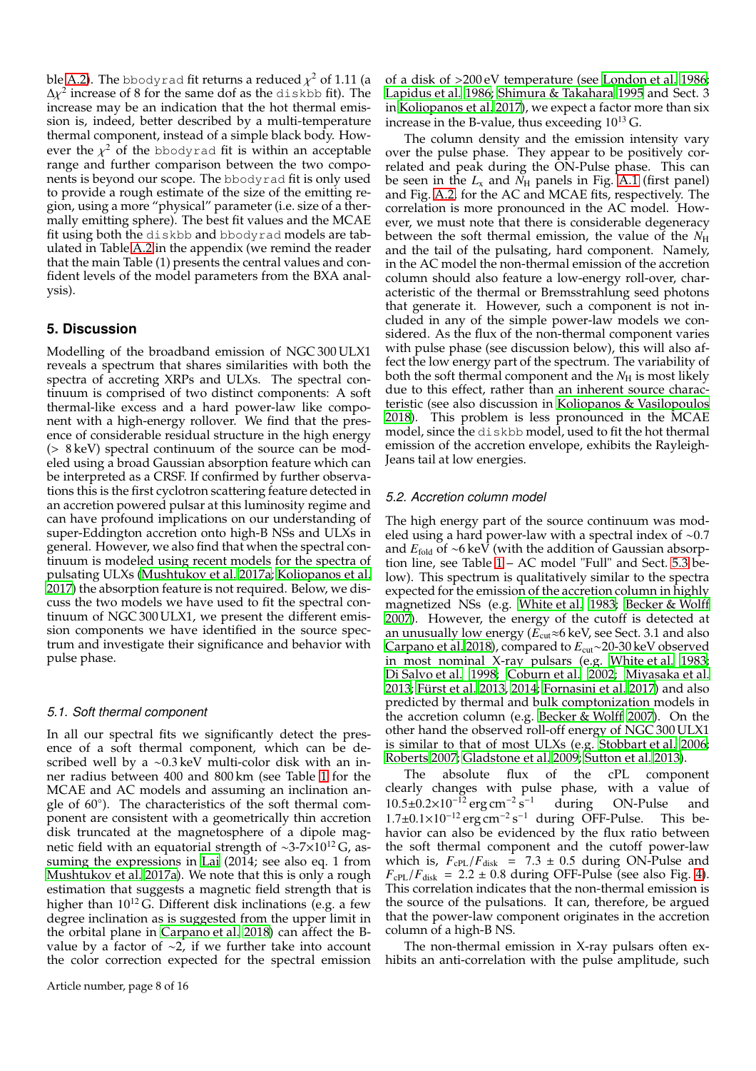ble A.2). The bbodyrad fit returns a reduced $\chi^2$ of 1.11 (a $\Delta\chi^2$ increase of 8 for the same dof as the diskbb fit). The increase may be an indication that the hot thermal emission is, indeed, better described by a multi-temperature thermal component, instead of a simple black body. However the $\chi^2$ of the bbodyrad fit is within an acceptable range and further comparison between the two components is beyond our scope. The bbodyrad fit is only used to provide a rough estimate of the size of the emitting region, using a more "physical" parameter (i.e. size of a thermally emitting sphere). The best fit values and the MCAE fit using both the diskbb and bbodyrad models are tabulated in Table A.2 in the appendix (we remind the reader that the main Table (1) presents the central values and confident levels of the model parameters from the BXA analysis).

## 5. Discussion

Modelling of the broadband emission of NGC 300 ULX1 reveals a spectrum that shares similarities with both the spectra of accreting XRPs and ULXs. The spectral continuum is comprised of two distinct components: A soft thermal-like excess and a hard power-law like component with a high-energy rollover. We find that the presence of considerable residual structure in the high energy (> 8 keV) spectral continuum of the source can be modeled using a broad Gaussian absorption feature which can be interpreted as a CRSF. If confirmed by further observations this is the first cyclotron scattering feature detected in an accretion powered pulsar at this luminosity regime and can have profound implications on our understanding of super-Eddington accretion onto high-B NSs and ULXs in general. However, we also find that when the spectral continuum is modeled using recent models for the spectra of pulsating ULXs (Mushtukov et al. 2017a; Koliopanos et al. 2017) the absorption feature is not required. Below, we discuss the two models we have used to fit the spectral continuum of NGC 300 ULX1, we present the different emission components we have identified in the source spectrum and investigate their significance and behavior with pulse phase.

### 5.1. Soft thermal component

In all our spectral fits we significantly detect the presence of a soft thermal component, which can be described well by a ∼0.3 keV multi-color disk with an inner radius between 400 and 800 km (see Table 1 for the MCAE and AC models and assuming an inclination angle of 60°). The characteristics of the soft thermal component are consistent with a geometrically thin accretion disk truncated at the magnetosphere of a dipole magnetic field with an equatorial strength of $\sim$3-7$\times10^{12}$ G, assuming the expressions in Lai (2014; see also eq. 1 from Mushtukov et al. 2017a). We note that this is only a rough estimation that suggests a magnetic field strength that is higher than $10^{12}$ G. Different disk inclinations (e.g. a few degree inclination as is suggested from the upper limit in the orbital plane in Carpano et al. 2018) can affect the B-value by a factor of ∼2, if we further take into account the color correction expected for the spectral emission of a disk of >200 eV temperature (see London et al. 1986; Lapidus et al. 1986; Shimura & Takahara 1995 and Sect. 3 in Koliopanos et al. 2017), we expect a factor more than six increase in the B-value, thus exceeding $10^{13}$ G.

The column density and the emission intensity vary over the pulse phase. They appear to be positively correlated and peak during the ON-Pulse phase. This can be seen in the $L_x$ and $N_H$ panels in Fig. A.1 (first panel) and Fig. A.2, for the AC and MCAE fits, respectively. The correlation is more pronounced in the AC model. However, we must note that there is considerable degeneracy between the soft thermal emission, the value of the $N_H$ and the tail of the pulsating, hard component. Namely, in the AC model the non-thermal emission of the accretion column should also feature a low-energy roll-over, characteristic of the thermal or Bremsstrahlung seed photons that generate it. However, such a component is not included in any of the simple power-law models we considered. As the flux of the non-thermal component varies with pulse phase (see discussion below), this will also affect the low energy part of the spectrum. The variability of both the soft thermal component and the $N_H$ is most likely due to this effect, rather than an inherent source characteristic (see also discussion in Koliopanos & Vasilopoulos 2018). This problem is less pronounced in the MCAE model, since the diskbb model, used to fit the hot thermal emission of the accretion envelope, exhibits the Rayleigh-Jeans tail at low energies.

### 5.2. Accretion column model

The high energy part of the source continuum was modeled using a hard power-law with a spectral index of ∼0.7 and $E_{\rm fold}$ of ∼6 keV (with the addition of Gaussian absorption line, see Table 1 – AC model "Full" and Sect. 5.3 below). This spectrum is qualitatively similar to the spectra expected for the emission of the accretion column in highly magnetized NSs (e.g. White et al. 1983; Becker & Wolff 2007). However, the energy of the cutoff is detected at an unusually low energy ($E_{\rm cut}$≈6 keV, see Sect. 3.1 and also Carpano et al. 2018), compared to $E_{\rm cut}$∼20-30 keV observed in most nominal X-ray pulsars (e.g. White et al. 1983; Di Salvo et al. 1998; Coburn et al. 2002; Miyasaka et al. 2013; Fürst et al. 2013, 2014; Fornasini et al. 2017) and also predicted by thermal and bulk comptonization models in the accretion column (e.g. Becker & Wolff 2007). On the other hand the observed roll-off energy of NGC 300 ULX1 is similar to that of most ULXs (e.g. Stobbart et al. 2006; Roberts 2007; Gladstone et al. 2009; Sutton et al. 2013).

The absolute flux of the cPL component clearly changes with pulse phase, with a value of $10.5\pm0.2\times10^{-12}$ erg cm$^{-2}$ s$^{-1}$ during ON-Pulse and $1.7\pm0.1\times10^{-12}$ erg cm$^{-2}$ s$^{-1}$ during OFF-Pulse. This behavior can also be evidenced by the flux ratio between the soft thermal component and the cutoff power-law which is, $F_{\rm cPL}/F_{\rm disk}$ = 7.3 ± 0.5 during ON-Pulse and $F_{\rm cPL}/F_{\rm disk}$ = 2.2 ± 0.8 during OFF-Pulse (see also Fig. 4). This correlation indicates that the non-thermal emission is the source of the pulsations. It can, therefore, be argued that the power-law component originates in the accretion column of a high-B NS.

The non-thermal emission in X-ray pulsars often exhibits an anti-correlation with the pulse amplitude, such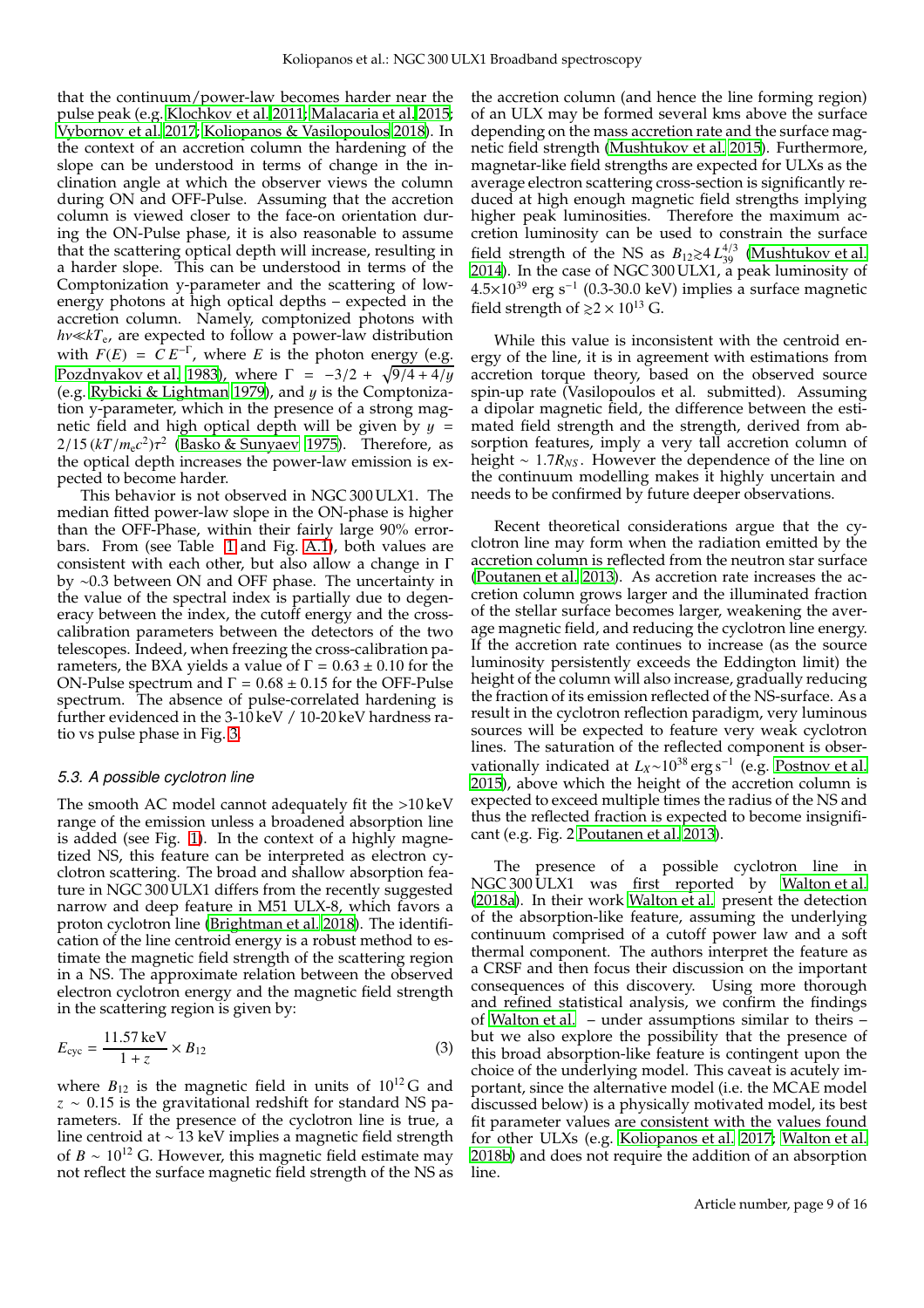that the continuum/power-law becomes harder near the pulse peak (e.g. Klochkov et al. 2011; Malacaria et al. 2015; Vybornov et al. 2017; Koliopanos & Vasilopoulos 2018). In the context of an accretion column the hardening of the slope can be understood in terms of change in the inclination angle at which the observer views the column during ON and OFF-Pulse. Assuming that the accretion column is viewed closer to the face-on orientation during the ON-Pulse phase, it is also reasonable to assume that the scattering optical depth will increase, resulting in a harder slope. This can be understood in terms of the Comptonization y-parameter and the scattering of low-energy photons at high optical depths – expected in the accretion column. Namely, comptonized photons with $h\nu \ll kT_e$, are expected to follow a power-law distribution with $F(E) = C\,E^{-\Gamma}$, where $E$ is the photon energy (e.g. Pozdnyakov et al. 1983), where $\Gamma = -3/2 + \sqrt{9/4 + 4/y}$ (e.g. Rybicki & Lightman 1979), and $y$ is the Comptonization y-parameter, which in the presence of a strong magnetic field and high optical depth will be given by $y = 2/15\,(kT/m_e c^2)\tau^2$ (Basko & Sunyaev 1975). Therefore, as the optical depth increases the power-law emission is expected to become harder.

This behavior is not observed in NGC 300 ULX1. The median fitted power-law slope in the ON-phase is higher than the OFF-Phase, within their fairly large 90% errorbars. From (see Table 1 and Fig. A.1), both values are consistent with each other, but also allow a change in Γ by ∼0.3 between ON and OFF phase. The uncertainty in the value of the spectral index is partially due to degeneracy between the index, the cutoff energy and the cross-calibration parameters between the detectors of the two telescopes. Indeed, when freezing the cross-calibration parameters, the BXA yields a value of $\Gamma = 0.63 \pm 0.10$ for the ON-Pulse spectrum and $\Gamma = 0.68 \pm 0.15$ for the OFF-Pulse spectrum. The absence of pulse-correlated hardening is further evidenced in the 3-10 keV / 10-20 keV hardness ratio vs pulse phase in Fig. 3.

### 5.3. A possible cyclotron line

The smooth AC model cannot adequately fit the >10 keV range of the emission unless a broadened absorption line is added (see Fig. 1). In the context of a highly magnetized NS, this feature can be interpreted as electron cyclotron scattering. The broad and shallow absorption feature in NGC 300 ULX1 differs from the recently suggested narrow and deep feature in M51 ULX-8, which favors a proton cyclotron line (Brightman et al. 2018). The identification of the line centroid energy is a robust method to estimate the magnetic field strength of the scattering region in a NS. The approximate relation between the observed electron cyclotron energy and the magnetic field strength in the scattering region is given by:

$$E_{\rm cyc} = \frac{11.57\,{\rm keV}}{1+z} \times B_{12} \qquad (3)$$

where $B_{12}$ is the magnetic field in units of $10^{12}$ G and $z \sim 0.15$ is the gravitational redshift for standard NS parameters. If the presence of the cyclotron line is true, a line centroid at ∼ 13 keV implies a magnetic field strength of $B \sim 10^{12}$ G. However, this magnetic field estimate may not reflect the surface magnetic field strength of the NS as the accretion column (and hence the line forming region) of an ULX may be formed several kms above the surface depending on the mass accretion rate and the surface magnetic field strength (Mushtukov et al. 2015). Furthermore, magnetar-like field strengths are expected for ULXs as the average electron scattering cross-section is significantly reduced at high enough magnetic field strengths implying higher peak luminosities. Therefore the maximum accretion luminosity can be used to constrain the surface field strength of the NS as $B_{12} \gtrsim 4\,L_{39}^{4/3}$ (Mushtukov et al. 2014). In the case of NGC 300 ULX1, a peak luminosity of $4.5{\times}10^{39}$ erg s$^{-1}$ (0.3-30.0 keV) implies a surface magnetic field strength of $\gtrsim 2 \times 10^{13}$ G.

While this value is inconsistent with the centroid energy of the line, it is in agreement with estimations from accretion torque theory, based on the observed source spin-up rate (Vasilopoulos et al. submitted). Assuming a dipolar magnetic field, the difference between the estimated field strength and the strength, derived from absorption features, imply a very tall accretion column of height ∼ $1.7R_{NS}$. However the dependence of the line on the continuum modelling makes it highly uncertain and needs to be confirmed by future deeper observations.

Recent theoretical considerations argue that the cyclotron line may form when the radiation emitted by the accretion column is reflected from the neutron star surface (Poutanen et al. 2013). As accretion rate increases the accretion column grows larger and the illuminated fraction of the stellar surface becomes larger, weakening the average magnetic field, and reducing the cyclotron line energy. If the accretion rate continues to increase (as the source luminosity persistently exceeds the Eddington limit) the height of the column will also increase, gradually reducing the fraction of its emission reflected of the NS-surface. As a result in the cyclotron reflection paradigm, very luminous sources will be expected to feature very weak cyclotron lines. The saturation of the reflected component is observationally indicated at $L_X{\sim}10^{38}$ erg s$^{-1}$ (e.g. Postnov et al. 2015), above which the height of the accretion column is expected to exceed multiple times the radius of the NS and thus the reflected fraction is expected to become insignificant (e.g. Fig. 2 Poutanen et al. 2013).

The presence of a possible cyclotron line in NGC 300 ULX1 was first reported by Walton et al. (2018a). In their work Walton et al. present the detection of the absorption-like feature, assuming the underlying continuum comprised of a cutoff power law and a soft thermal component. The authors interpret the feature as a CRSF and then focus their discussion on the important consequences of this discovery. Using more thorough and refined statistical analysis, we confirm the findings of Walton et al. – under assumptions similar to theirs – but we also explore the possibility that the presence of this broad absorption-like feature is contingent upon the choice of the underlying model. This caveat is acutely important, since the alternative model (i.e. the MCAE model discussed below) is a physically motivated model, its best fit parameter values are consistent with the values found for other ULXs (e.g. Koliopanos et al. 2017; Walton et al. 2018b) and does not require the addition of an absorption line.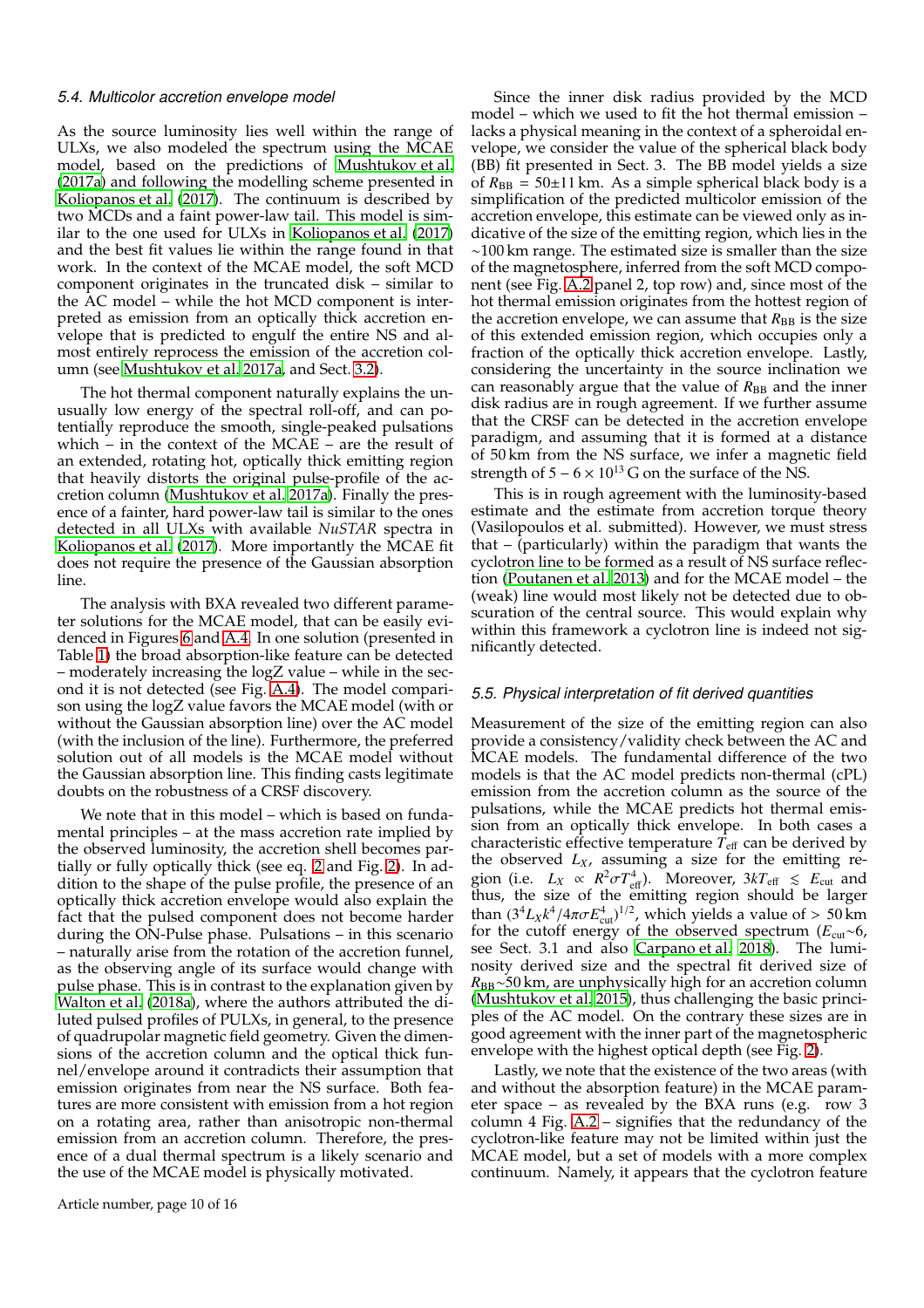### 5.4. Multicolor accretion envelope model

As the source luminosity lies well within the range of ULXs, we also modeled the spectrum using the MCAE model, based on the predictions of Mushtukov et al. (2017a) and following the modelling scheme presented in Koliopanos et al. (2017). The continuum is described by two MCDs and a faint power-law tail. This model is similar to the one used for ULXs in Koliopanos et al. (2017) and the best fit values lie within the range found in that work. In the context of the MCAE model, the soft MCD component originates in the truncated disk – similar to the AC model – while the hot MCD component is interpreted as emission from an optically thick accretion envelope that is predicted to engulf the entire NS and almost entirely reprocess the emission of the accretion column (see Mushtukov et al. 2017a, and Sect. 3.2).

The hot thermal component naturally explains the unusually low energy of the spectral roll-off, and can potentially reproduce the smooth, single-peaked pulsations which – in the context of the MCAE – are the result of an extended, rotating hot, optically thick emitting region that heavily distorts the original pulse-profile of the accretion column (Mushtukov et al. 2017a). Finally the presence of a fainter, hard power-law tail is similar to the ones detected in all ULXs with available *NuSTAR* spectra in Koliopanos et al. (2017). More importantly the MCAE fit does not require the presence of the Gaussian absorption line.

The analysis with BXA revealed two different parameter solutions for the MCAE model, that can be easily evidenced in Figures 6 and A.4. In one solution (presented in Table 1) the broad absorption-like feature can be detected – moderately increasing the logZ value – while in the second it is not detected (see Fig. A.4). The model comparison using the logZ value favors the MCAE model (with or without the Gaussian absorption line) over the AC model (with the inclusion of the line). Furthermore, the preferred solution out of all models is the MCAE model without the Gaussian absorption line. This finding casts legitimate doubts on the robustness of a CRSF discovery.

We note that in this model – which is based on fundamental principles – at the mass accretion rate implied by the observed luminosity, the accretion shell becomes partially or fully optically thick (see eq. 2 and Fig. 2). In addition to the shape of the pulse profile, the presence of an optically thick accretion envelope would also explain the fact that the pulsed component does not become harder during the ON-Pulse phase. Pulsations – in this scenario – naturally arise from the rotation of the accretion funnel, as the observing angle of its surface would change with pulse phase. This is in contrast to the explanation given by Walton et al. (2018a), where the authors attributed the diluted pulsed profiles of PULXs, in general, to the presence of quadrupolar magnetic field geometry. Given the dimensions of the accretion column and the optical thick funnel/envelope around it contradicts their assumption that emission originates from near the NS surface. Both features are more consistent with emission from a hot region on a rotating area, rather than anisotropic non-thermal emission from an accretion column. Therefore, the presence of a dual thermal spectrum is a likely scenario and the use of the MCAE model is physically motivated.

Since the inner disk radius provided by the MCD model – which we used to fit the hot thermal emission – lacks a physical meaning in the context of a spheroidal envelope, we consider the value of the spherical black body (BB) fit presented in Sect. 3. The BB model yields a size of $R_{\rm BB} = 50{\pm}11$ km. As a simple spherical black body is a simplification of the predicted multicolor emission of the accretion envelope, this estimate can be viewed only as indicative of the size of the emitting region, which lies in the $\sim$100 km range. The estimated size is smaller than the size of the magnetosphere, inferred from the soft MCD component (see Fig. A.2 panel 2, top row) and, since most of the hot thermal emission originates from the hottest region of the accretion envelope, we can assume that $R_{\rm BB}$ is the size of this extended emission region, which occupies only a fraction of the optically thick accretion envelope. Lastly, considering the uncertainty in the source inclination we can reasonably argue that the value of $R_{\rm BB}$ and the inner disk radius are in rough agreement. If we further assume that the CRSF can be detected in the accretion envelope paradigm, and assuming that it is formed at a distance of 50 km from the NS surface, we infer a magnetic field strength of $5-6\times10^{13}$ G on the surface of the NS.

This is in rough agreement with the luminosity-based estimate and the estimate from accretion torque theory (Vasilopoulos et al. submitted). However, we must stress that – (particularly) within the paradigm that wants the cyclotron line to be formed as a result of NS surface reflection (Poutanen et al. 2013) and for the MCAE model – the (weak) line would most likely not be detected due to obscuration of the central source. This would explain why within this framework a cyclotron line is indeed not significantly detected.

### 5.5. Physical interpretation of fit derived quantities

Measurement of the size of the emitting region can also provide a consistency/validity check between the AC and MCAE models. The fundamental difference of the two models is that the AC model predicts non-thermal (cPL) emission from the accretion column as the source of the pulsations, while the MCAE model predicts hot thermal emission from an optically thick envelope. In both cases a characteristic effective temperature $T_{\rm eff}$ can be derived by the observed $L_X$, assuming a size for the emitting region (i.e. $L_X \propto R^2\sigma T_{\rm eff}^4$). Moreover, $3kT_{\rm eff} \lesssim E_{\rm cut}$ and thus, the size of the emitting region should be larger than $(3^4 L_X k^4/4\pi\sigma E_{\rm cut}^4)^{1/2}$, which yields a value of $>50$ km for the cutoff energy of the observed spectrum ($E_{\rm cut}$~6, see Sect. 3.1 and also Carpano et al. 2018). The luminosity derived size and the spectral fit derived size of $R_{\rm BB}$~50 km, are unphysically high for an accretion column (Mushtukov et al. 2015), thus challenging the basic principles of the AC model. On the contrary these sizes are in good agreement with the inner part of the magnetospheric envelope with the highest optical depth (see Fig. 2).

Lastly, we note that the existence of the two areas (with and without the absorption feature) in the MCAE parameter space – as revealed by the BXA runs (e.g. row 3 column 4 Fig. A.2 – signifies that the redundancy of the cyclotron-like feature may not be limited within just the MCAE model, but a set of models with a more complex continuum. Namely, it appears that the cyclotron feature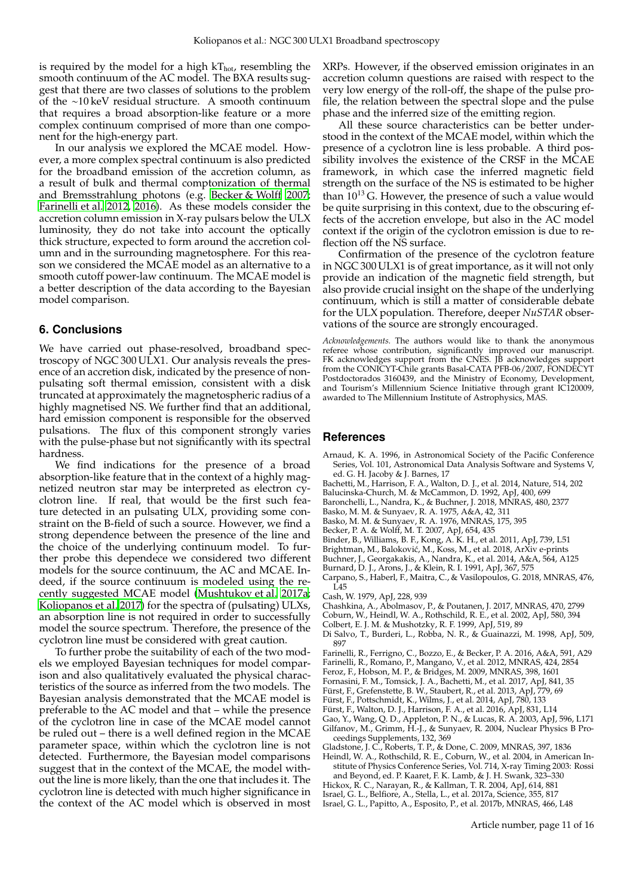is required by the model for a high $kT_{hot}$, resembling the smooth continuum of the AC model. The BXA results suggest that there are two classes of solutions to the problem of the ~10 keV residual structure. A smooth continuum that requires a broad absorption-like feature or a more complex continuum comprised of more than one component for the high-energy part.

In our analysis we explored the MCAE model. However, a more complex spectral continuum is also predicted for the broadband emission of the accretion column, as a result of bulk and thermal comptonization of thermal and Bremsstrahlung photons (e.g. Becker & Wolff 2007; Farinelli et al. 2012, 2016). As these models consider the accretion column emission in X-ray pulsars below the ULX luminosity, they do not take into account the optically thick structure, expected to form around the accretion column and in the surrounding magnetosphere. For this reason we considered the MCAE model as an alternative to a smooth cutoff power-law continuum. The MCAE model is a better description of the data according to the Bayesian model comparison.

## 6. Conclusions

We have carried out phase-resolved, broadband spectroscopy of NGC 300 ULX1. Our analysis reveals the presence of an accretion disk, indicated by the presence of non-pulsating soft thermal emission, consistent with a disk truncated at approximately the magnetospheric radius of a highly magnetised NS. We further find that an additional, hard emission component is responsible for the observed pulsations. The flux of this component strongly varies with the pulse-phase but not significantly with its spectral hardness.

We find indications for the presence of a broad absorption-like feature that in the context of a highly magnetized neutron star may be interpreted as electron cyclotron line. If real, that would be the first such feature detected in an pulsating ULX, providing some constraint on the B-field of such a source. However, we find a strong dependence between the presence of the line and the choice of the underlying continuum model. To further probe this dependece we considered two different models for the source continuum, the AC and MCAE. Indeed, if the source continuum is modeled using the recently suggested MCAE model (Mushtukov et al. 2017a; Koliopanos et al. 2017) for the spectra of (pulsating) ULXs, an absorption line is not required in order to successfully model the source spectrum. Therefore, the presence of the cyclotron line must be considered with great caution.

To further probe the suitability of each of the two models we employed Bayesian techniques for model comparison and also qualitatively evaluated the physical characteristics of the source as inferred from the two models. The Bayesian analysis demonstrated that the MCAE model is preferable to the AC model and that – while the presence of the cyclotron line in case of the MCAE model cannot be ruled out – there is a well defined region in the MCAE parameter space, within which the cyclotron line is not detected. Furthermore, the Bayesian model comparisons suggest that in the context of the MCAE, the model without the line is more likely, than the one that includes it. The cyclotron line is detected with much higher significance in the context of the AC model which is observed in most XRPs. However, if the observed emission originates in an accretion column questions are raised with respect to the very low energy of the roll-off, the shape of the pulse profile, the relation between the spectral slope and the pulse phase and the inferred size of the emitting region.

All these source characteristics can be better understood in the context of the MCAE model, within which the presence of a cyclotron line is less probable. A third possibility involves the existence of the CRSF in the MCAE framework, in which case the inferred magnetic field strength on the surface of the NS is estimated to be higher than $10^{13}$ G. However, the presence of such a value would be quite surprising in this context, due to the obscuring effects of the accretion envelope, but also in the AC model context if the origin of the cyclotron emission is due to reflection off the NS surface.

Confirmation of the presence of the cyclotron feature in NGC 300 ULX1 is of great importance, as it will not only provide an indication of the magnetic field strength, but also provide crucial insight on the shape of the underlying continuum, which is still a matter of considerable debate for the ULX population. Therefore, deeper *NuSTAR* observations of the source are strongly encouraged.

*Acknowledgements.* The authors would like to thank the anonymous referee whose contribution, significantly improved our manuscript. FK acknowledges support from the CNES. JB acknowledges support from the CONICYT-Chile grants Basal-CATA PFB-06/2007, FONDECYT Postdoctorados 3160439, and the Ministry of Economy, Development, and Tourism's Millennium Science Initiative through grant IC120009, awarded to The Millennium Institute of Astrophysics, MAS.

## References

Arnaud, K. A. 1996, in Astronomical Society of the Pacific Conference Series, Vol. 101, Astronomical Data Analysis Software and Systems V, ed. G. H. Jacoby & J. Barnes, 17
Bachetti, M., Harrison, F. A., Walton, D. J., et al. 2014, Nature, 514, 202
Balucinska-Church, M. & McCammon, D. 1992, ApJ, 400, 699
Baronchelli, L., Nandra, K., & Buchner, J. 2018, MNRAS, 480, 2377
Basko, M. M. & Sunyaev, R. A. 1975, A&A, 42, 311
Basko, M. M. & Sunyaev, R. A. 1976, MNRAS, 175, 395
Becker, P. A. & Wolff, M. T. 2007, ApJ, 654, 435
Binder, B., Williams, B. F., Kong, A. K. H., et al. 2011, ApJ, 739, L51
Brightman, M., Baloković, M., Koss, M., et al. 2018, ArXiv e-prints
Buchner, J., Georgakakis, A., Nandra, K., et al. 2014, A&A, 564, A125
Burnard, D. J., Arons, J., & Klein, R. I. 1991, ApJ, 367, 575
Carpano, S., Haberl, F., Maitra, C., & Vasilopoulos, G. 2018, MNRAS, 476, L45
Cash, W. 1979, ApJ, 228, 939
Chashkina, A., Abolmasov, P., & Poutanen, J. 2017, MNRAS, 470, 2799
Coburn, W., Heindl, W. A., Rothschild, R. E., et al. 2002, ApJ, 580, 394
Colbert, E. J. M. & Mushotzky, R. F. 1999, ApJ, 519, 89
Di Salvo, T., Burderi, L., Robba, N. R., & Guainazzi, M. 1998, ApJ, 509, 897
Farinelli, R., Ferrigno, C., Bozzo, E., & Becker, P. A. 2016, A&A, 591, A29
Farinelli, R., Romano, P., Mangano, V., et al. 2012, MNRAS, 424, 2854
Feroz, F., Hobson, M. P., & Bridges, M. 2009, MNRAS, 398, 1601
Fornasini, F. M., Tomsick, J. A., Bachetti, M., et al. 2017, ApJ, 841, 35
Fürst, F., Grefenstette, B. W., Staubert, R., et al. 2013, ApJ, 779, 69
Fürst, F., Pottschmidt, K., Wilms, J., et al. 2014, ApJ, 780, 133
Fürst, F., Walton, D. J., Harrison, F. A., et al. 2016, ApJ, 831, L14
Gao, Y., Wang, Q. D., Appleton, P. N., & Lucas, R. A. 2003, ApJ, 596, L171
Gilfanov, M., Grimm, H.-J., & Sunyaev, R. 2004, Nuclear Physics B Proceedings Supplements, 132, 369
Gladstone, J. C., Roberts, T. P., & Done, C. 2009, MNRAS, 397, 1836
Heindl, W. A., Rothschild, R. E., Coburn, W., et al. 2004, in American Institute of Physics Conference Series, Vol. 714, X-ray Timing 2003: Rossi and Beyond, ed. P. Kaaret, F. K. Lamb, & J. H. Swank, 323–330
Hickox, R. C., Narayan, R., & Kallman, T. R. 2004, ApJ, 614, 881
Israel, G. L., Belfiore, A., Stella, L., et al. 2017a, Science, 355, 817
Israel, G. L., Papitto, A., Esposito, P., et al. 2017b, MNRAS, 466, L48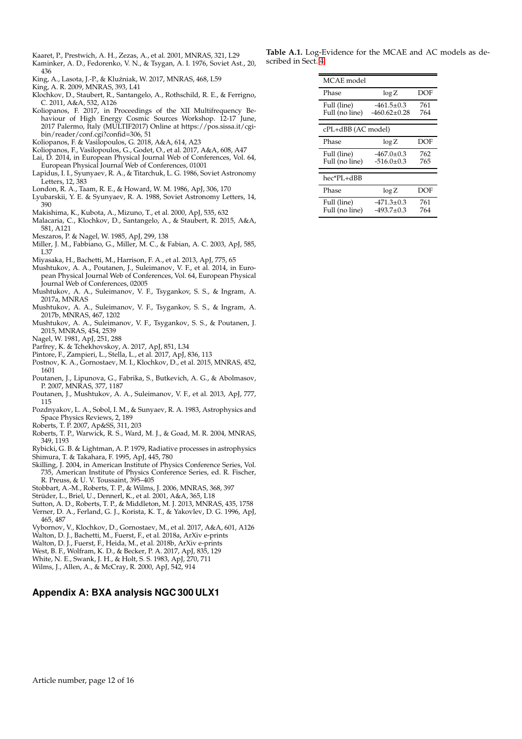Kaaret, P., Prestwich, A. H., Zezas, A., et al. 2001, MNRAS, 321, L29

Kaminker, A. D., Fedorenko, V. N., & Tsygan, A. I. 1976, Soviet Ast., 20, 436

King, A., Lasota, J.-P., & Kluźniak, W. 2017, MNRAS, 468, L59

King, A. R. 2009, MNRAS, 393, L41

Klochkov, D., Staubert, R., Santangelo, A., Rothschild, R. E., & Ferrigno, C. 2011, A&A, 532, A126

Koliopanos, F. 2017, in Proceedings of the XII Multifrequency Behaviour of High Energy Cosmic Sources Workshop. 12-17 June, 2017 Palermo, Italy (MULTIF2017) Online at https://pos.sissa.it/cgi-bin/reader/conf.cgi?confid=306, 51

Koliopanos, F. & Vasilopoulos, G. 2018, A&A, 614, A23

Koliopanos, F., Vasilopoulos, G., Godet, O., et al. 2017, A&A, 608, A47

Lai, D. 2014, in European Physical Journal Web of Conferences, Vol. 64, European Physical Journal Web of Conferences, 01001

Lapidus, I. I., Syunyaev, R. A., & Titarchuk, L. G. 1986, Soviet Astronomy Letters, 12, 383

London, R. A., Taam, R. E., & Howard, W. M. 1986, ApJ, 306, 170

Lyubarskii, Y. E. & Syunyaev, R. A. 1988, Soviet Astronomy Letters, 14, 390

Makishima, K., Kubota, A., Mizuno, T., et al. 2000, ApJ, 535, 632

Malacaria, C., Klochkov, D., Santangelo, A., & Staubert, R. 2015, A&A, 581, A121

Meszaros, P. & Nagel, W. 1985, ApJ, 299, 138

Miller, J. M., Fabbiano, G., Miller, M. C., & Fabian, A. C. 2003, ApJ, 585, L37

Miyasaka, H., Bachetti, M., Harrison, F. A., et al. 2013, ApJ, 775, 65

Mushtukov, A. A., Poutanen, J., Suleimanov, V. F., et al. 2014, in European Physical Journal Web of Conferences, Vol. 64, European Physical Journal Web of Conferences, 02005

Mushtukov, A. A., Suleimanov, V. F., Tsygankov, S. S., & Ingram, A. 2017a, MNRAS

Mushtukov, A. A., Suleimanov, V. F., Tsygankov, S. S., & Ingram, A. 2017b, MNRAS, 467, 1202

Mushtukov, A. A., Suleimanov, V. F., Tsygankov, S. S., & Poutanen, J. 2015, MNRAS, 454, 2539

Nagel, W. 1981, ApJ, 251, 288

Parfrey, K. & Tchekhovskoy, A. 2017, ApJ, 851, L34

Pintore, F., Zampieri, L., Stella, L., et al. 2017, ApJ, 836, 113

Postnov, K. A., Gornostaev, M. I., Klochkov, D., et al. 2015, MNRAS, 452, 1601

Poutanen, J., Lipunova, G., Fabrika, S., Butkevich, A. G., & Abolmasov, P. 2007, MNRAS, 377, 1187

Poutanen, J., Mushtukov, A. A., Suleimanov, V. F., et al. 2013, ApJ, 777, 115

Pozdnyakov, L. A., Sobol, I. M., & Sunyaev, R. A. 1983, Astrophysics and Space Physics Reviews, 2, 189

Roberts, T. P. 2007, Ap&SS, 311, 203

Roberts, T. P., Warwick, R. S., Ward, M. J., & Goad, M. R. 2004, MNRAS, 349, 1193

Rybicki, G. B. & Lightman, A. P. 1979, Radiative processes in astrophysics

Shimura, T. & Takahara, F. 1995, ApJ, 445, 780

Skilling, J. 2004, in American Institute of Physics Conference Series, Vol. 735, American Institute of Physics Conference Series, ed. R. Fischer, R. Preuss, & U. V. Toussaint, 395–405

Stobbart, A.-M., Roberts, T. P., & Wilms, J. 2006, MNRAS, 368, 397

Strüder, L., Briel, U., Dennerl, K., et al. 2001, A&A, 365, L18

Sutton, A. D., Roberts, T. P., & Middleton, M. J. 2013, MNRAS, 435, 1758

Verner, D. A., Ferland, G. J., Korista, K. T., & Yakovlev, D. G. 1996, ApJ, 465, 487

Vybornov, V., Klochkov, D., Gornostaev, M., et al. 2017, A&A, 601, A126

Walton, D. J., Bachetti, M., Fuerst, F., et al. 2018a, ArXiv e-prints

Walton, D. J., Fuerst, F., Heida, M., et al. 2018b, ArXiv e-prints

West, B. F., Wolfram, K. D., & Becker, P. A. 2017, ApJ, 835, 129

White, N. E., Swank, J. H., & Holt, S. S. 1983, ApJ, 270, 711

Wilms, J., Allen, A., & McCray, R. 2000, ApJ, 542, 914

## Appendix A: BXA analysis NGC 300 ULX1

**Table A.1.** Log-Evidence for the MCAE and AC models as described in Sect. 4.

| MCAE model | | |
|---|---|---|
| Phase | $\log Z$ | DOF |
| Full (line) | -461.5±0.3 | 761 |
| Full (no line) | -460.62±0.28 | 764 |
| **cPL+dBB (AC model)** | | |
| Phase | $\log Z$ | DOF |
| Full (line) | -467.0±0.3 | 762 |
| Full (no line) | -516.0±0.3 | 765 |
| **hec*PL+dBB** | | |
| Phase | $\log Z$ | DOF |
| Full (line) | -471.3±0.3 | 761 |
| Full (no line) | -493.7±0.3 | 764 |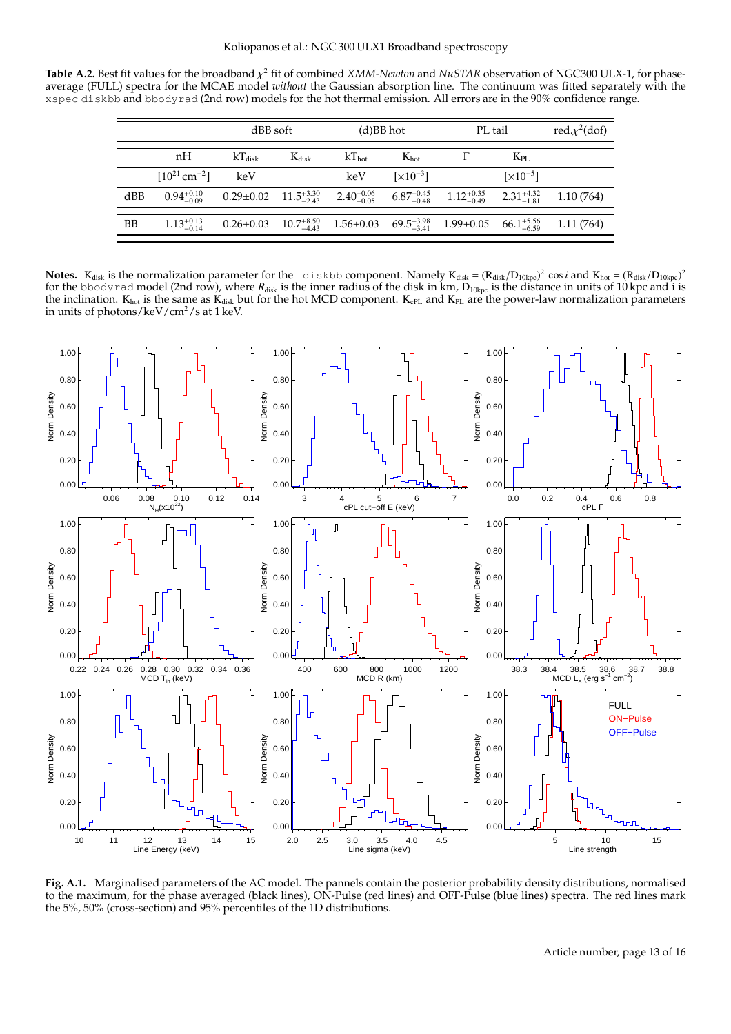**Table A.2.** Best fit values for the broadband $\chi^2$ fit of combined *XMM-Newton* and *NuSTAR* observation of NGC300 ULX-1, for phase-average (FULL) spectra for the MCAE model *without* the Gaussian absorption line. The continuum was fitted separately with the xspec diskbb and bbodyrad (2nd row) models for the hot thermal emission. All errors are in the 90% confidence range.

| | dBB soft | | | (d)BB hot | | PL tail | | red.$\chi^2$(dof) |
|---|---|---|---|---|---|---|---|---|
| | nH | $kT_{disk}$ | $K_{disk}$ | $kT_{hot}$ | $K_{hot}$ | $\Gamma$ | $K_{PL}$ | |
| | $[10^{21}\,cm^{-2}]$ | keV | | keV | $[\times10^{-3}]$ | | $[\times10^{-5}]$ | |
| dBB | $0.94^{+0.10}_{-0.09}$ | $0.29\pm0.02$ | $11.5^{+3.30}_{-2.43}$ | $2.40^{+0.06}_{-0.05}$ | $6.87^{+0.45}_{-0.48}$ | $1.12^{+0.35}_{-0.49}$ | $2.31^{+4.32}_{-1.81}$ | 1.10 (764) |
| BB | $1.13^{+0.13}_{-0.14}$ | $0.26\pm0.03$ | $10.7^{+8.50}_{-4.43}$ | $1.56\pm0.03$ | $69.5^{+3.98}_{-3.41}$ | $1.99\pm0.05$ | $66.1^{+5.56}_{-6.59}$ | 1.11 (764) |

**Notes.** $K_{disk}$ is the normalization parameter for the diskbb component. Namely $K_{disk} = (R_{disk}/D_{10kpc})^2 \cos i$ and $K_{hot} = (R_{disk}/D_{10kpc})^2$ for the bbodyrad model (2nd row), where $R_{disk}$ is the inner radius of the disk in km, $D_{10kpc}$ is the distance in units of 10 kpc and i is the inclination. $K_{hot}$ is the same as $K_{disk}$ but for the hot MCD component. $K_{cPL}$ and $K_{PL}$ are the power-law normalization parameters in units of photons/keV/cm$^2$/s at 1 keV.

**Fig. A.1.** Marginalised parameters of the AC model. The pannels contain the posterior probability density distributions, normalised to the maximum, for the phase averaged (black lines), ON-Pulse (red lines) and OFF-Pulse (blue lines) spectra. The red lines mark the 5%, 50% (cross-section) and 95% percentiles of the 1D distributions.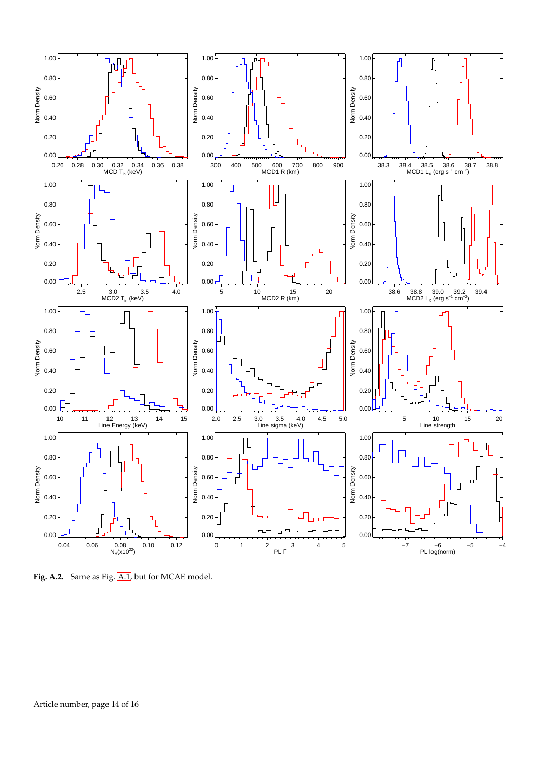**Fig. A.2.** Same as Fig. A.1 but for MCAE model.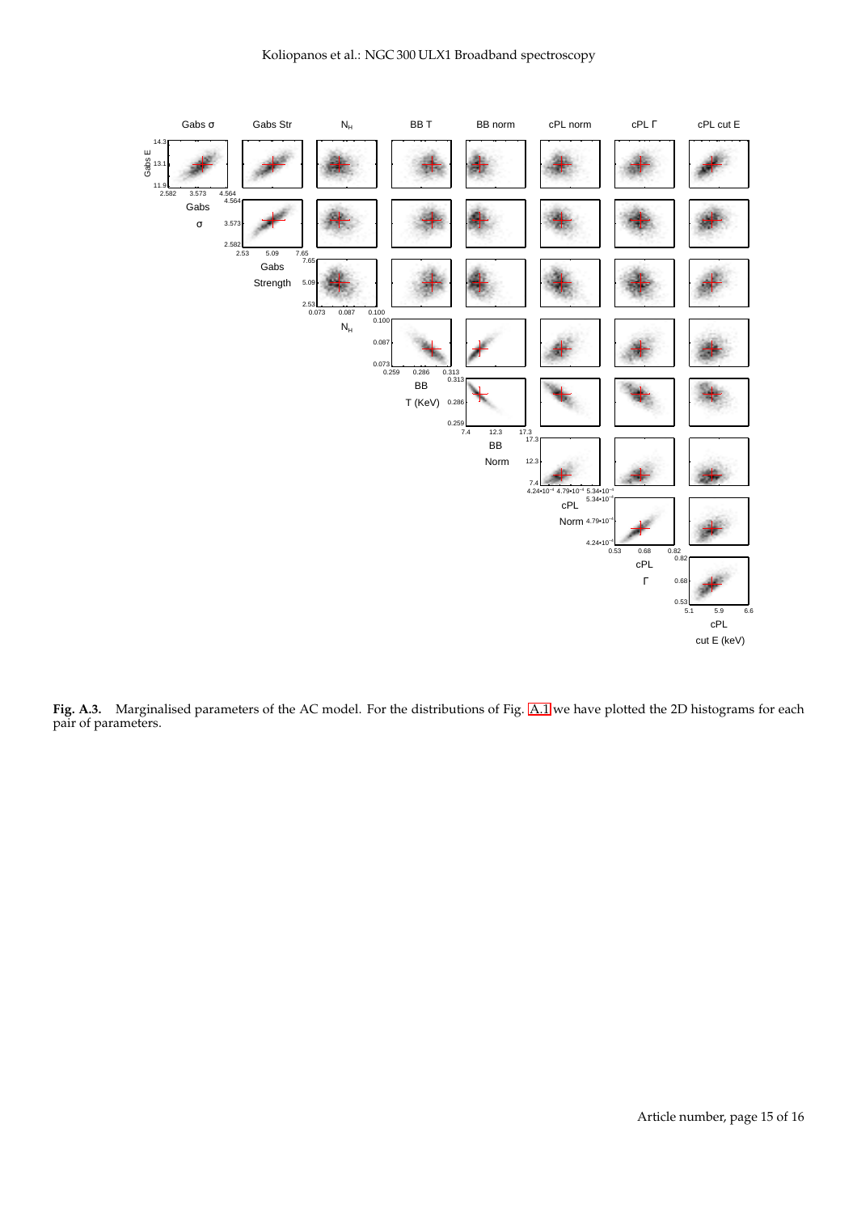**Fig. A.3.** Marginalised parameters of the AC model. For the distributions of Fig. A.1 we have plotted the 2D histograms for each pair of parameters.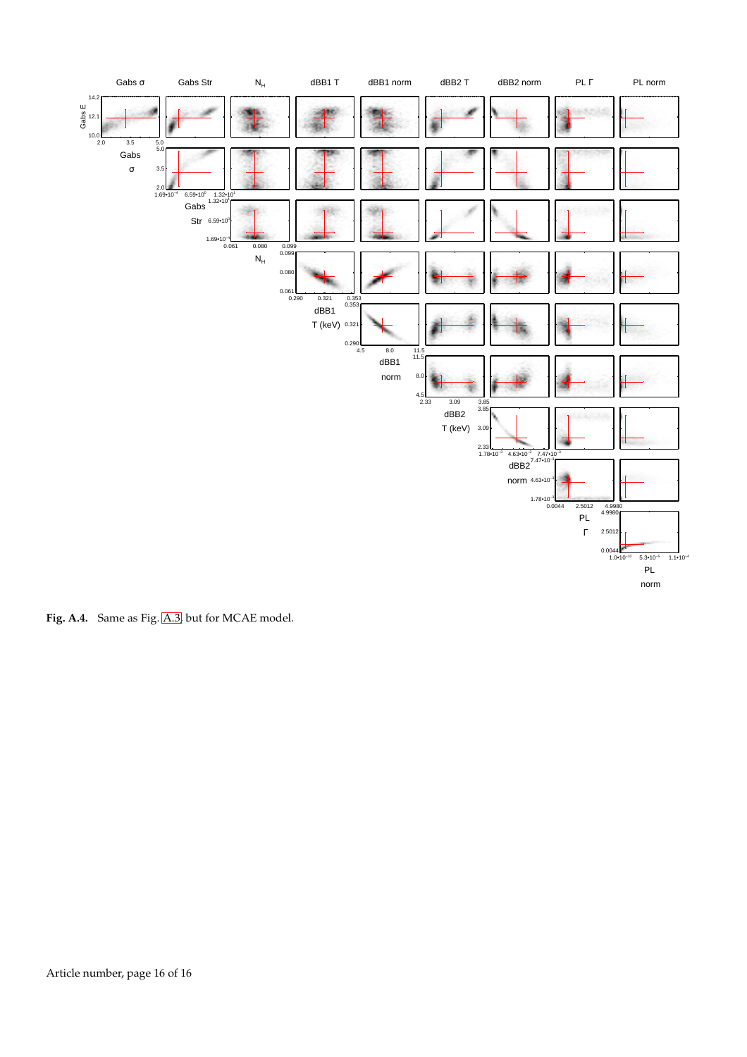Gabs σ

Gabs Str

$N_H$

dBB1 T

dBB1 norm

dBB2 T

dBB2 norm

PL Γ

PL norm

Gabs E

14.2

12.1

10.0

2.0 3.5 5.0

Gabs σ

5.0

3.5

2.0

$1.69{\bullet}10^{-4}$ $6.59{\bullet}10^{0}$ $1.32{\bullet}10^{1}$

Gabs Str

$1.32{\bullet}10^{1}$

$6.59{\bullet}10^{0}$

$1.69{\bullet}10^{-4}$

0.061 0.080 0.099

$N_H$

0.099

0.080

0.061

0.290 0.321 0.353

dBB1 T (keV)

0.353

0.321

0.290

4.5 8.0 11.5

dBB1 norm

11.5

8.0

4.5

2.33 3.09 3.85

dBB2 T (keV)

3.85

3.09

2.33

$1.78{\bullet}10^{-3}$ $4.63{\bullet}10^{-3}$ $7.47{\bullet}10^{-3}$

dBB2 norm

$7.47{\bullet}10^{-3}$

$4.63{\bullet}10^{-3}$

$1.78{\bullet}10^{-3}$

0.0044 2.5012 4.9980

PL Γ

4.9980

2.5012

0.0044

$1.0{\bullet}10^{-10}$ $5.3{\bullet}10^{-1}$ $1.1{\bullet}10^{0}$

PL norm

**Fig. A.4.** Same as Fig. A.3 but for MCAE model.